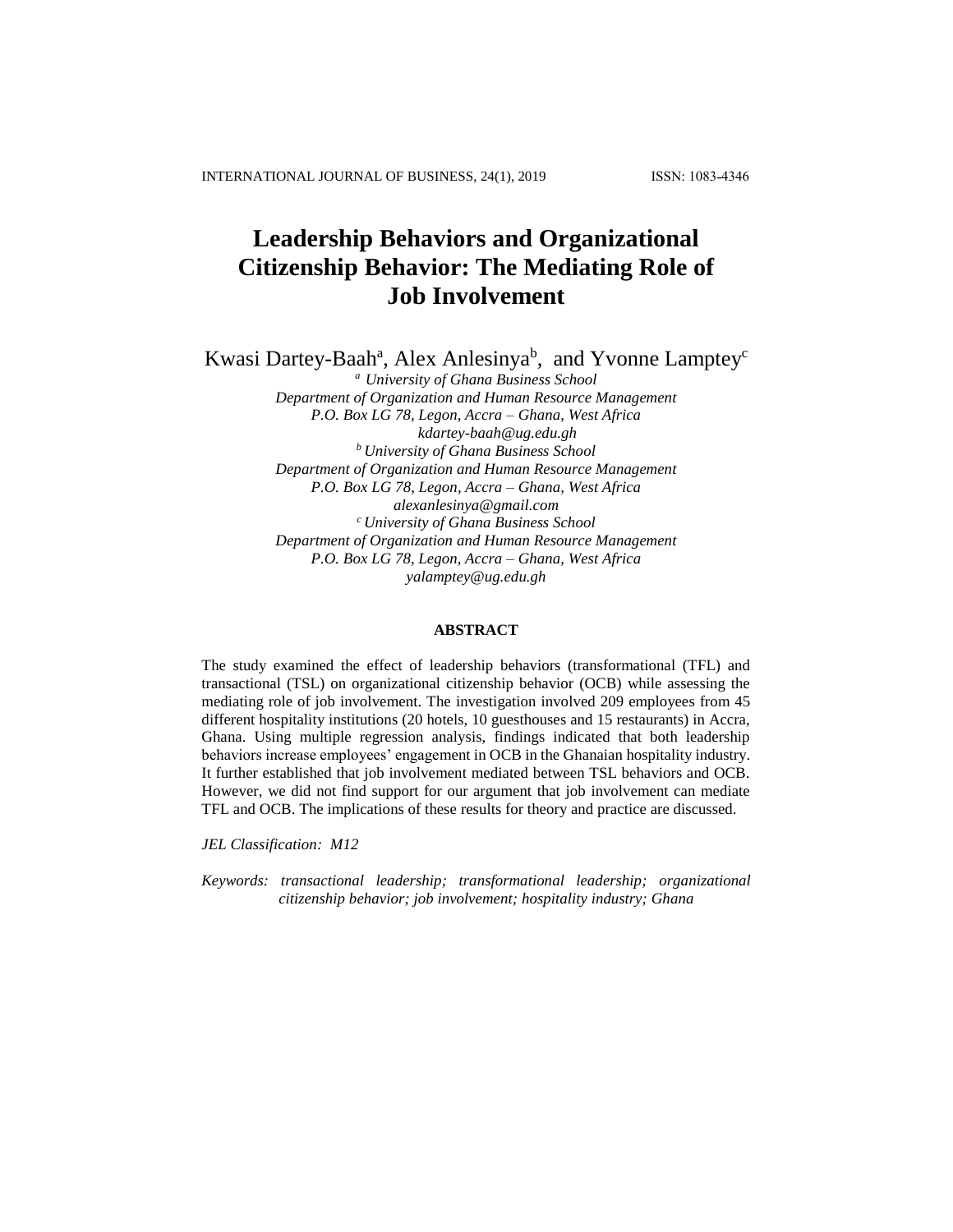# Leadership Behaviors and Organizational Citizenship Behavior: The Mediating Role of Job Involvement

Kwasi Dartey-Baah[a], Alex Anlesinya[b], and Yvonne Lamptey[c]

[a] *University of Ghana Business School*
*Department of Organization and Human Resource Management*
*P.O. Box LG 78, Legon, Accra – Ghana, West Africa*
*kdartey-baah@ug.edu.gh*

[b] *University of Ghana Business School*
*Department of Organization and Human Resource Management*
*P.O. Box LG 78, Legon, Accra – Ghana, West Africa*
*alexanlesinya@gmail.com*

[c] *University of Ghana Business School*
*Department of Organization and Human Resource Management*
*P.O. Box LG 78, Legon, Accra – Ghana, West Africa*
*yalamptey@ug.edu.gh*

## ABSTRACT

The study examined the effect of leadership behaviors (transformational (TFL) and transactional (TSL) on organizational citizenship behavior (OCB) while assessing the mediating role of job involvement. The investigation involved 209 employees from 45 different hospitality institutions (20 hotels, 10 guesthouses and 15 restaurants) in Accra, Ghana. Using multiple regression analysis, findings indicated that both leadership behaviors increase employees' engagement in OCB in the Ghanaian hospitality industry. It further established that job involvement mediated between TSL behaviors and OCB. However, we did not find support for our argument that job involvement can mediate TFL and OCB. The implications of these results for theory and practice are discussed.

*JEL Classification: M12*

*Keywords: transactional leadership; transformational leadership; organizational citizenship behavior; job involvement; hospitality industry; Ghana*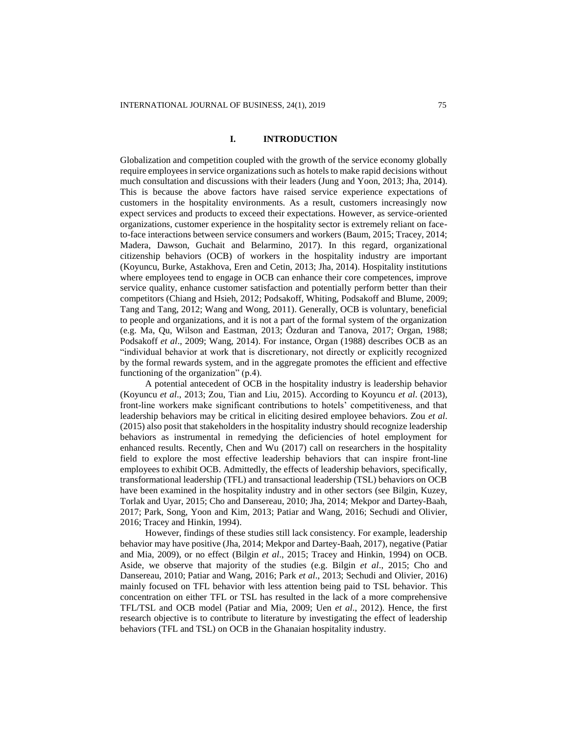## I. INTRODUCTION

Globalization and competition coupled with the growth of the service economy globally require employees in service organizations such as hotels to make rapid decisions without much consultation and discussions with their leaders (Jung and Yoon, 2013; Jha, 2014). This is because the above factors have raised service experience expectations of customers in the hospitality environments. As a result, customers increasingly now expect services and products to exceed their expectations. However, as service-oriented organizations, customer experience in the hospitality sector is extremely reliant on face-to-face interactions between service consumers and workers (Baum, 2015; Tracey, 2014; Madera, Dawson, Guchait and Belarmino, 2017). In this regard, organizational citizenship behaviors (OCB) of workers in the hospitality industry are important (Koyuncu, Burke, Astakhova, Eren and Cetin, 2013; Jha, 2014). Hospitality institutions where employees tend to engage in OCB can enhance their core competences, improve service quality, enhance customer satisfaction and potentially perform better than their competitors (Chiang and Hsieh, 2012; Podsakoff, Whiting, Podsakoff and Blume, 2009; Tang and Tang, 2012; Wang and Wong, 2011). Generally, OCB is voluntary, beneficial to people and organizations, and it is not a part of the formal system of the organization (e.g. Ma, Qu, Wilson and Eastman, 2013; Özduran and Tanova, 2017; Organ, 1988; Podsakoff *et al*., 2009; Wang, 2014). For instance, Organ (1988) describes OCB as an "individual behavior at work that is discretionary, not directly or explicitly recognized by the formal rewards system, and in the aggregate promotes the efficient and effective functioning of the organization" (p.4).

A potential antecedent of OCB in the hospitality industry is leadership behavior (Koyuncu *et al*., 2013; Zou, Tian and Liu, 2015). According to Koyuncu *et al*. (2013), front-line workers make significant contributions to hotels' competitiveness, and that leadership behaviors may be critical in eliciting desired employee behaviors. Zou *et al*. (2015) also posit that stakeholders in the hospitality industry should recognize leadership behaviors as instrumental in remedying the deficiencies of hotel employment for enhanced results. Recently, Chen and Wu (2017) call on researchers in the hospitality field to explore the most effective leadership behaviors that can inspire front-line employees to exhibit OCB. Admittedly, the effects of leadership behaviors, specifically, transformational leadership (TFL) and transactional leadership (TSL) behaviors on OCB have been examined in the hospitality industry and in other sectors (see Bilgin, Kuzey, Torlak and Uyar, 2015; Cho and Dansereau, 2010; Jha, 2014; Mekpor and Dartey-Baah, 2017; Park, Song, Yoon and Kim, 2013; Patiar and Wang, 2016; Sechudi and Olivier, 2016; Tracey and Hinkin, 1994).

However, findings of these studies still lack consistency. For example, leadership behavior may have positive (Jha, 2014; Mekpor and Dartey-Baah, 2017), negative (Patiar and Mia, 2009), or no effect (Bilgin *et al*., 2015; Tracey and Hinkin, 1994) on OCB. Aside, we observe that majority of the studies (e.g. Bilgin *et al*., 2015; Cho and Dansereau, 2010; Patiar and Wang, 2016; Park *et al*., 2013; Sechudi and Olivier, 2016) mainly focused on TFL behavior with less attention being paid to TSL behavior. This concentration on either TFL or TSL has resulted in the lack of a more comprehensive TFL/TSL and OCB model (Patiar and Mia, 2009; Uen *et al*., 2012). Hence, the first research objective is to contribute to literature by investigating the effect of leadership behaviors (TFL and TSL) on OCB in the Ghanaian hospitality industry.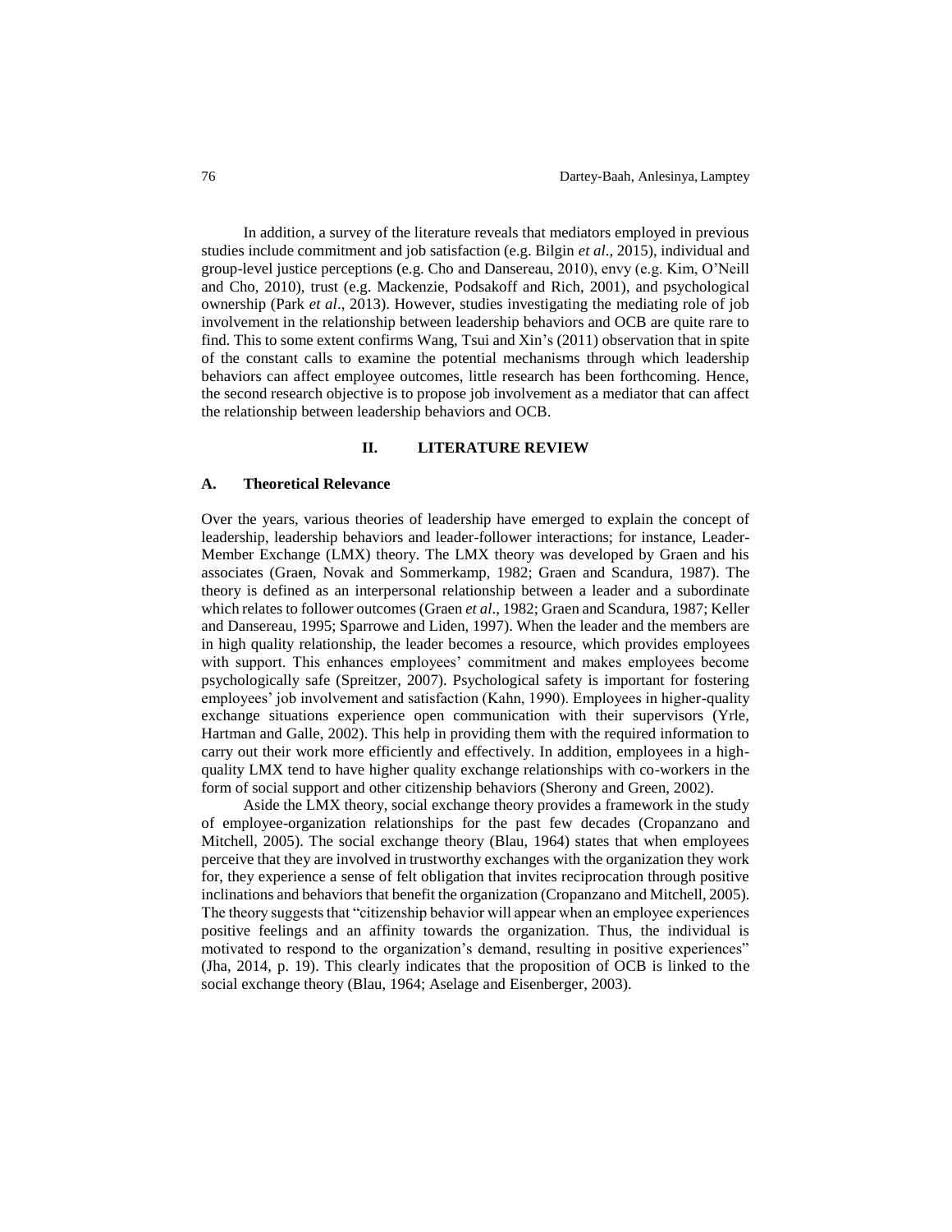In addition, a survey of the literature reveals that mediators employed in previous studies include commitment and job satisfaction (e.g. Bilgin *et al*., 2015), individual and group-level justice perceptions (e.g. Cho and Dansereau, 2010), envy (e.g. Kim, O'Neill and Cho, 2010), trust (e.g. Mackenzie, Podsakoff and Rich, 2001), and psychological ownership (Park *et al*., 2013). However, studies investigating the mediating role of job involvement in the relationship between leadership behaviors and OCB are quite rare to find. This to some extent confirms Wang, Tsui and Xin's (2011) observation that in spite of the constant calls to examine the potential mechanisms through which leadership behaviors can affect employee outcomes, little research has been forthcoming. Hence, the second research objective is to propose job involvement as a mediator that can affect the relationship between leadership behaviors and OCB.

## II. LITERATURE REVIEW

### A. Theoretical Relevance

Over the years, various theories of leadership have emerged to explain the concept of leadership, leadership behaviors and leader-follower interactions; for instance, Leader-Member Exchange (LMX) theory. The LMX theory was developed by Graen and his associates (Graen, Novak and Sommerkamp, 1982; Graen and Scandura, 1987). The theory is defined as an interpersonal relationship between a leader and a subordinate which relates to follower outcomes (Graen *et al*., 1982; Graen and Scandura, 1987; Keller and Dansereau, 1995; Sparrowe and Liden, 1997). When the leader and the members are in high quality relationship, the leader becomes a resource, which provides employees with support. This enhances employees' commitment and makes employees become psychologically safe (Spreitzer, 2007). Psychological safety is important for fostering employees' job involvement and satisfaction (Kahn, 1990). Employees in higher-quality exchange situations experience open communication with their supervisors (Yrle, Hartman and Galle, 2002). This help in providing them with the required information to carry out their work more efficiently and effectively. In addition, employees in a high-quality LMX tend to have higher quality exchange relationships with co-workers in the form of social support and other citizenship behaviors (Sherony and Green, 2002).

Aside the LMX theory, social exchange theory provides a framework in the study of employee-organization relationships for the past few decades (Cropanzano and Mitchell, 2005). The social exchange theory (Blau, 1964) states that when employees perceive that they are involved in trustworthy exchanges with the organization they work for, they experience a sense of felt obligation that invites reciprocation through positive inclinations and behaviors that benefit the organization (Cropanzano and Mitchell, 2005). The theory suggests that "citizenship behavior will appear when an employee experiences positive feelings and an affinity towards the organization. Thus, the individual is motivated to respond to the organization's demand, resulting in positive experiences" (Jha, 2014, p. 19). This clearly indicates that the proposition of OCB is linked to the social exchange theory (Blau, 1964; Aselage and Eisenberger, 2003).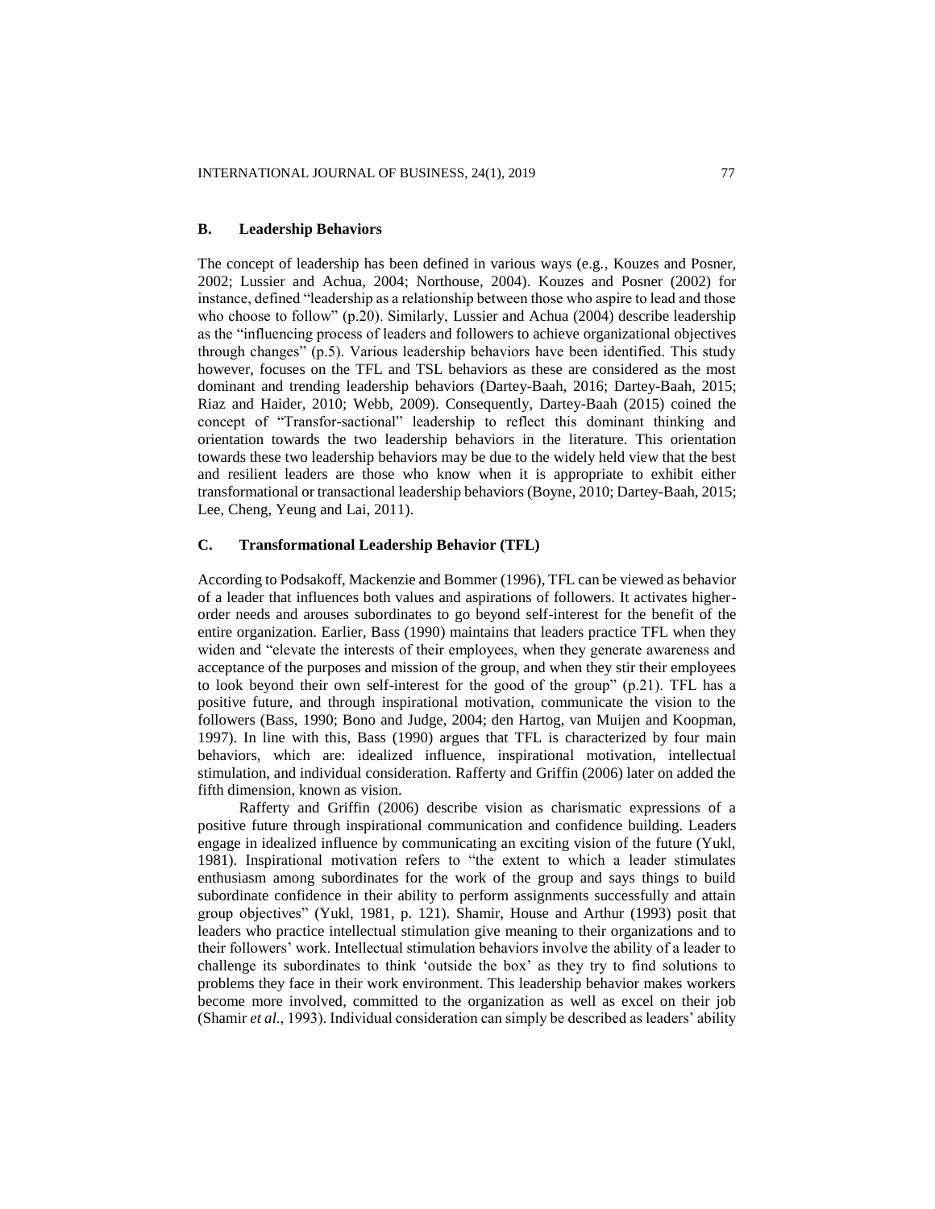### B. Leadership Behaviors

The concept of leadership has been defined in various ways (e.g., Kouzes and Posner, 2002; Lussier and Achua, 2004; Northouse, 2004). Kouzes and Posner (2002) for instance, defined "leadership as a relationship between those who aspire to lead and those who choose to follow" (p.20). Similarly, Lussier and Achua (2004) describe leadership as the "influencing process of leaders and followers to achieve organizational objectives through changes" (p.5). Various leadership behaviors have been identified. This study however, focuses on the TFL and TSL behaviors as these are considered as the most dominant and trending leadership behaviors (Dartey-Baah, 2016; Dartey-Baah, 2015; Riaz and Haider, 2010; Webb, 2009). Consequently, Dartey-Baah (2015) coined the concept of "Transfor-sactional" leadership to reflect this dominant thinking and orientation towards the two leadership behaviors in the literature. This orientation towards these two leadership behaviors may be due to the widely held view that the best and resilient leaders are those who know when it is appropriate to exhibit either transformational or transactional leadership behaviors (Boyne, 2010; Dartey-Baah, 2015; Lee, Cheng, Yeung and Lai, 2011).

### C. Transformational Leadership Behavior (TFL)

According to Podsakoff, Mackenzie and Bommer (1996), TFL can be viewed as behavior of a leader that influences both values and aspirations of followers. It activates higher-order needs and arouses subordinates to go beyond self-interest for the benefit of the entire organization. Earlier, Bass (1990) maintains that leaders practice TFL when they widen and "elevate the interests of their employees, when they generate awareness and acceptance of the purposes and mission of the group, and when they stir their employees to look beyond their own self-interest for the good of the group" (p.21). TFL has a positive future, and through inspirational motivation, communicate the vision to the followers (Bass, 1990; Bono and Judge, 2004; den Hartog, van Muijen and Koopman, 1997). In line with this, Bass (1990) argues that TFL is characterized by four main behaviors, which are: idealized influence, inspirational motivation, intellectual stimulation, and individual consideration. Rafferty and Griffin (2006) later on added the fifth dimension, known as vision.

Rafferty and Griffin (2006) describe vision as charismatic expressions of a positive future through inspirational communication and confidence building. Leaders engage in idealized influence by communicating an exciting vision of the future (Yukl, 1981). Inspirational motivation refers to "the extent to which a leader stimulates enthusiasm among subordinates for the work of the group and says things to build subordinate confidence in their ability to perform assignments successfully and attain group objectives" (Yukl, 1981, p. 121). Shamir, House and Arthur (1993) posit that leaders who practice intellectual stimulation give meaning to their organizations and to their followers' work. Intellectual stimulation behaviors involve the ability of a leader to challenge its subordinates to think 'outside the box' as they try to find solutions to problems they face in their work environment. This leadership behavior makes workers become more involved, committed to the organization as well as excel on their job (Shamir *et al*., 1993). Individual consideration can simply be described as leaders' ability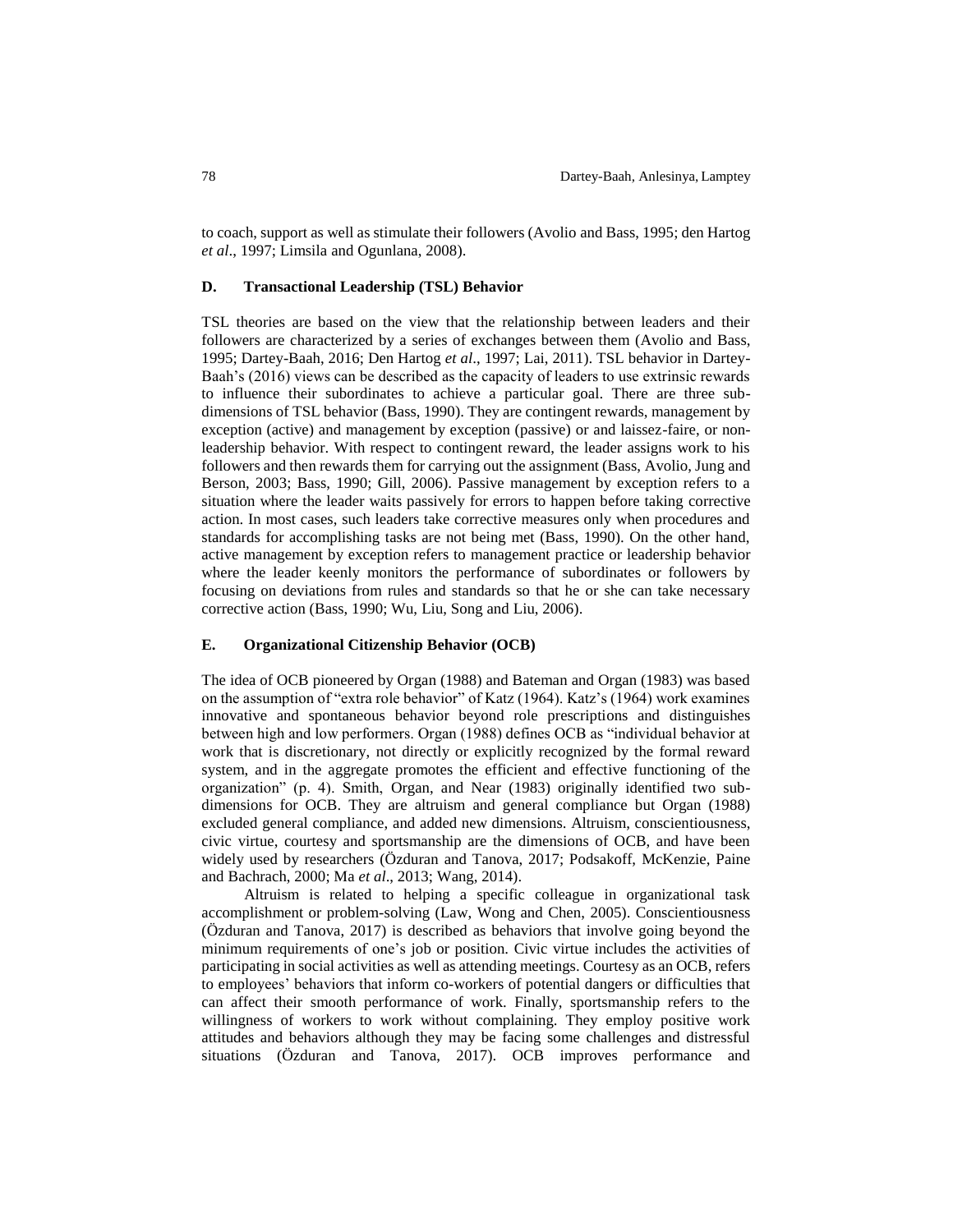to coach, support as well as stimulate their followers (Avolio and Bass, 1995; den Hartog *et al*., 1997; Limsila and Ogunlana, 2008).

### D. Transactional Leadership (TSL) Behavior

TSL theories are based on the view that the relationship between leaders and their followers are characterized by a series of exchanges between them (Avolio and Bass, 1995; Dartey-Baah, 2016; Den Hartog *et al*., 1997; Lai, 2011). TSL behavior in Dartey-Baah's (2016) views can be described as the capacity of leaders to use extrinsic rewards to influence their subordinates to achieve a particular goal. There are three sub-dimensions of TSL behavior (Bass, 1990). They are contingent rewards, management by exception (active) and management by exception (passive) or and laissez-faire, or non-leadership behavior. With respect to contingent reward, the leader assigns work to his followers and then rewards them for carrying out the assignment (Bass, Avolio, Jung and Berson, 2003; Bass, 1990; Gill, 2006). Passive management by exception refers to a situation where the leader waits passively for errors to happen before taking corrective action. In most cases, such leaders take corrective measures only when procedures and standards for accomplishing tasks are not being met (Bass, 1990). On the other hand, active management by exception refers to management practice or leadership behavior where the leader keenly monitors the performance of subordinates or followers by focusing on deviations from rules and standards so that he or she can take necessary corrective action (Bass, 1990; Wu, Liu, Song and Liu, 2006).

### E. Organizational Citizenship Behavior (OCB)

The idea of OCB pioneered by Organ (1988) and Bateman and Organ (1983) was based on the assumption of "extra role behavior" of Katz (1964). Katz's (1964) work examines innovative and spontaneous behavior beyond role prescriptions and distinguishes between high and low performers. Organ (1988) defines OCB as "individual behavior at work that is discretionary, not directly or explicitly recognized by the formal reward system, and in the aggregate promotes the efficient and effective functioning of the organization" (p. 4). Smith, Organ, and Near (1983) originally identified two sub-dimensions for OCB. They are altruism and general compliance but Organ (1988) excluded general compliance, and added new dimensions. Altruism, conscientiousness, civic virtue, courtesy and sportsmanship are the dimensions of OCB, and have been widely used by researchers (Özduran and Tanova, 2017; Podsakoff, McKenzie, Paine and Bachrach, 2000; Ma *et al*., 2013; Wang, 2014).

Altruism is related to helping a specific colleague in organizational task accomplishment or problem-solving (Law, Wong and Chen, 2005). Conscientiousness (Özduran and Tanova, 2017) is described as behaviors that involve going beyond the minimum requirements of one's job or position. Civic virtue includes the activities of participating in social activities as well as attending meetings. Courtesy as an OCB, refers to employees' behaviors that inform co-workers of potential dangers or difficulties that can affect their smooth performance of work. Finally, sportsmanship refers to the willingness of workers to work without complaining. They employ positive work attitudes and behaviors although they may be facing some challenges and distressful situations (Özduran and Tanova, 2017). OCB improves performance and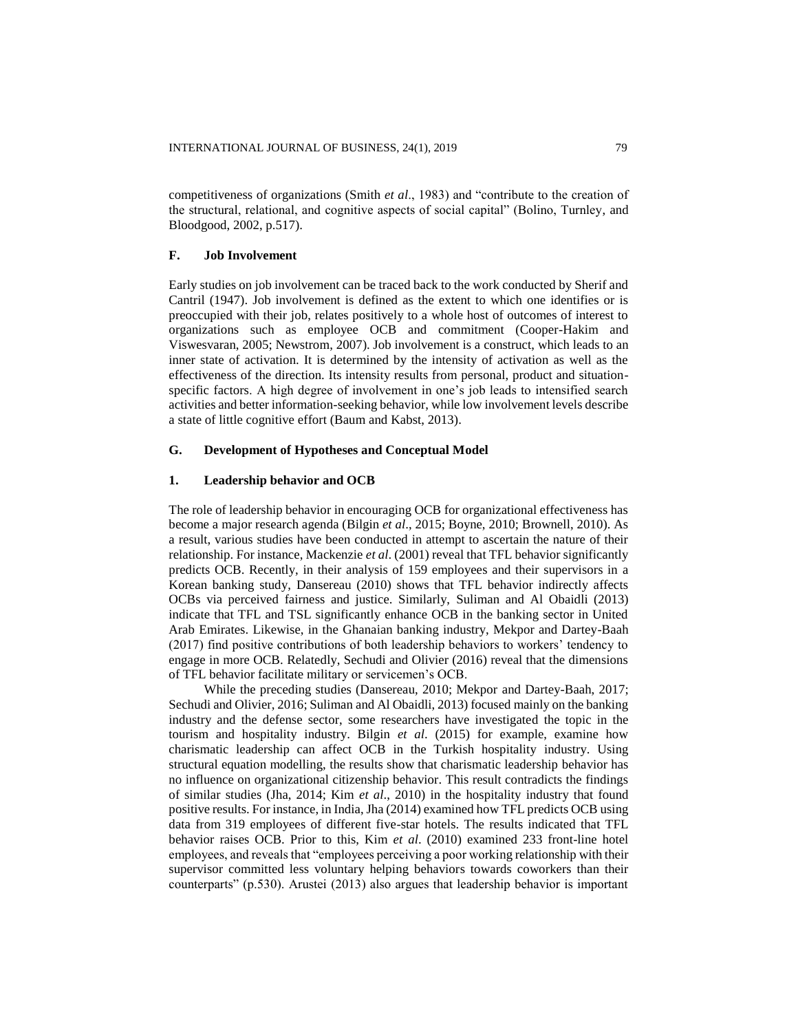competitiveness of organizations (Smith *et al*., 1983) and "contribute to the creation of the structural, relational, and cognitive aspects of social capital" (Bolino, Turnley, and Bloodgood, 2002, p.517).

### F. Job Involvement

Early studies on job involvement can be traced back to the work conducted by Sherif and Cantril (1947). Job involvement is defined as the extent to which one identifies or is preoccupied with their job, relates positively to a whole host of outcomes of interest to organizations such as employee OCB and commitment (Cooper-Hakim and Viswesvaran, 2005; Newstrom, 2007). Job involvement is a construct, which leads to an inner state of activation. It is determined by the intensity of activation as well as the effectiveness of the direction. Its intensity results from personal, product and situation-specific factors. A high degree of involvement in one's job leads to intensified search activities and better information-seeking behavior, while low involvement levels describe a state of little cognitive effort (Baum and Kabst, 2013).

### G. Development of Hypotheses and Conceptual Model

#### 1. Leadership behavior and OCB

The role of leadership behavior in encouraging OCB for organizational effectiveness has become a major research agenda (Bilgin *et al*., 2015; Boyne, 2010; Brownell, 2010). As a result, various studies have been conducted in attempt to ascertain the nature of their relationship. For instance, Mackenzie *et al*. (2001) reveal that TFL behavior significantly predicts OCB. Recently, in their analysis of 159 employees and their supervisors in a Korean banking study, Dansereau (2010) shows that TFL behavior indirectly affects OCBs via perceived fairness and justice. Similarly, Suliman and Al Obaidli (2013) indicate that TFL and TSL significantly enhance OCB in the banking sector in United Arab Emirates. Likewise, in the Ghanaian banking industry, Mekpor and Dartey-Baah (2017) find positive contributions of both leadership behaviors to workers' tendency to engage in more OCB. Relatedly, Sechudi and Olivier (2016) reveal that the dimensions of TFL behavior facilitate military or servicemen's OCB.

While the preceding studies (Dansereau, 2010; Mekpor and Dartey-Baah, 2017; Sechudi and Olivier, 2016; Suliman and Al Obaidli, 2013) focused mainly on the banking industry and the defense sector, some researchers have investigated the topic in the tourism and hospitality industry. Bilgin *et al*. (2015) for example, examine how charismatic leadership can affect OCB in the Turkish hospitality industry. Using structural equation modelling, the results show that charismatic leadership behavior has no influence on organizational citizenship behavior. This result contradicts the findings of similar studies (Jha, 2014; Kim *et al*., 2010) in the hospitality industry that found positive results. For instance, in India, Jha (2014) examined how TFL predicts OCB using data from 319 employees of different five-star hotels. The results indicated that TFL behavior raises OCB. Prior to this, Kim *et al*. (2010) examined 233 front-line hotel employees, and reveals that "employees perceiving a poor working relationship with their supervisor committed less voluntary helping behaviors towards coworkers than their counterparts" (p.530). Arustei (2013) also argues that leadership behavior is important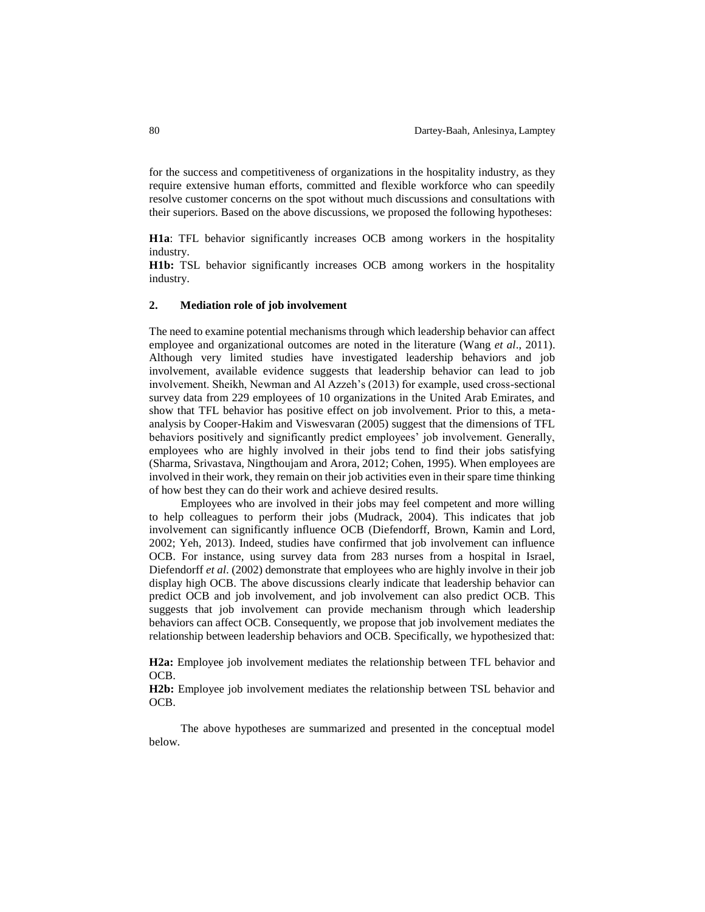for the success and competitiveness of organizations in the hospitality industry, as they require extensive human efforts, committed and flexible workforce who can speedily resolve customer concerns on the spot without much discussions and consultations with their superiors. Based on the above discussions, we proposed the following hypotheses:

**H1a**: TFL behavior significantly increases OCB among workers in the hospitality industry.
**H1b:** TSL behavior significantly increases OCB among workers in the hospitality industry.

## 2. Mediation role of job involvement

The need to examine potential mechanisms through which leadership behavior can affect employee and organizational outcomes are noted in the literature (Wang *et al*., 2011). Although very limited studies have investigated leadership behaviors and job involvement, available evidence suggests that leadership behavior can lead to job involvement. Sheikh, Newman and Al Azzeh's (2013) for example, used cross-sectional survey data from 229 employees of 10 organizations in the United Arab Emirates, and show that TFL behavior has positive effect on job involvement. Prior to this, a meta-analysis by Cooper-Hakim and Viswesvaran (2005) suggest that the dimensions of TFL behaviors positively and significantly predict employees' job involvement. Generally, employees who are highly involved in their jobs tend to find their jobs satisfying (Sharma, Srivastava, Ningthoujam and Arora, 2012; Cohen, 1995). When employees are involved in their work, they remain on their job activities even in their spare time thinking of how best they can do their work and achieve desired results.

Employees who are involved in their jobs may feel competent and more willing to help colleagues to perform their jobs (Mudrack, 2004). This indicates that job involvement can significantly influence OCB (Diefendorff, Brown, Kamin and Lord, 2002; Yeh, 2013). Indeed, studies have confirmed that job involvement can influence OCB. For instance, using survey data from 283 nurses from a hospital in Israel, Diefendorff *et al*. (2002) demonstrate that employees who are highly involve in their job display high OCB. The above discussions clearly indicate that leadership behavior can predict OCB and job involvement, and job involvement can also predict OCB. This suggests that job involvement can provide mechanism through which leadership behaviors can affect OCB. Consequently, we propose that job involvement mediates the relationship between leadership behaviors and OCB. Specifically, we hypothesized that:

**H2a:** Employee job involvement mediates the relationship between TFL behavior and OCB.
**H2b:** Employee job involvement mediates the relationship between TSL behavior and OCB.

The above hypotheses are summarized and presented in the conceptual model below.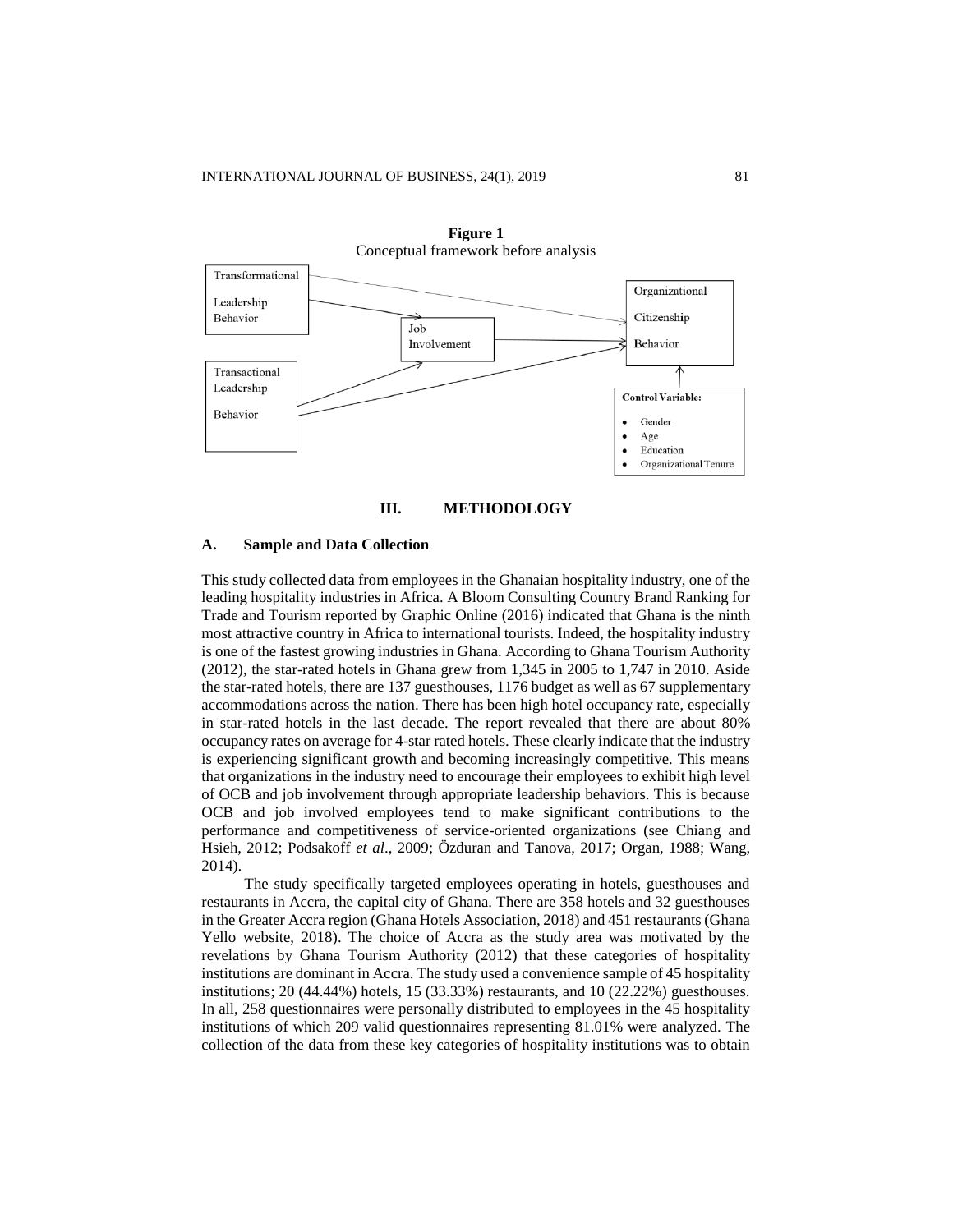**Figure 1**
Conceptual framework before analysis

## III. METHODOLOGY

### A. Sample and Data Collection

This study collected data from employees in the Ghanaian hospitality industry, one of the leading hospitality industries in Africa. A Bloom Consulting Country Brand Ranking for Trade and Tourism reported by Graphic Online (2016) indicated that Ghana is the ninth most attractive country in Africa to international tourists. Indeed, the hospitality industry is one of the fastest growing industries in Ghana. According to Ghana Tourism Authority (2012), the star-rated hotels in Ghana grew from 1,345 in 2005 to 1,747 in 2010. Aside the star-rated hotels, there are 137 guesthouses, 1176 budget as well as 67 supplementary accommodations across the nation. There has been high hotel occupancy rate, especially in star-rated hotels in the last decade. The report revealed that there are about 80% occupancy rates on average for 4-star rated hotels. These clearly indicate that the industry is experiencing significant growth and becoming increasingly competitive. This means that organizations in the industry need to encourage their employees to exhibit high level of OCB and job involvement through appropriate leadership behaviors. This is because OCB and job involved employees tend to make significant contributions to the performance and competitiveness of service-oriented organizations (see Chiang and Hsieh, 2012; Podsakoff *et al*., 2009; Özduran and Tanova, 2017; Organ, 1988; Wang, 2014).

The study specifically targeted employees operating in hotels, guesthouses and restaurants in Accra, the capital city of Ghana. There are 358 hotels and 32 guesthouses in the Greater Accra region (Ghana Hotels Association, 2018) and 451 restaurants (Ghana Yello website, 2018). The choice of Accra as the study area was motivated by the revelations by Ghana Tourism Authority (2012) that these categories of hospitality institutions are dominant in Accra. The study used a convenience sample of 45 hospitality institutions; 20 (44.44%) hotels, 15 (33.33%) restaurants, and 10 (22.22%) guesthouses. In all, 258 questionnaires were personally distributed to employees in the 45 hospitality institutions of which 209 valid questionnaires representing 81.01% were analyzed. The collection of the data from these key categories of hospitality institutions was to obtain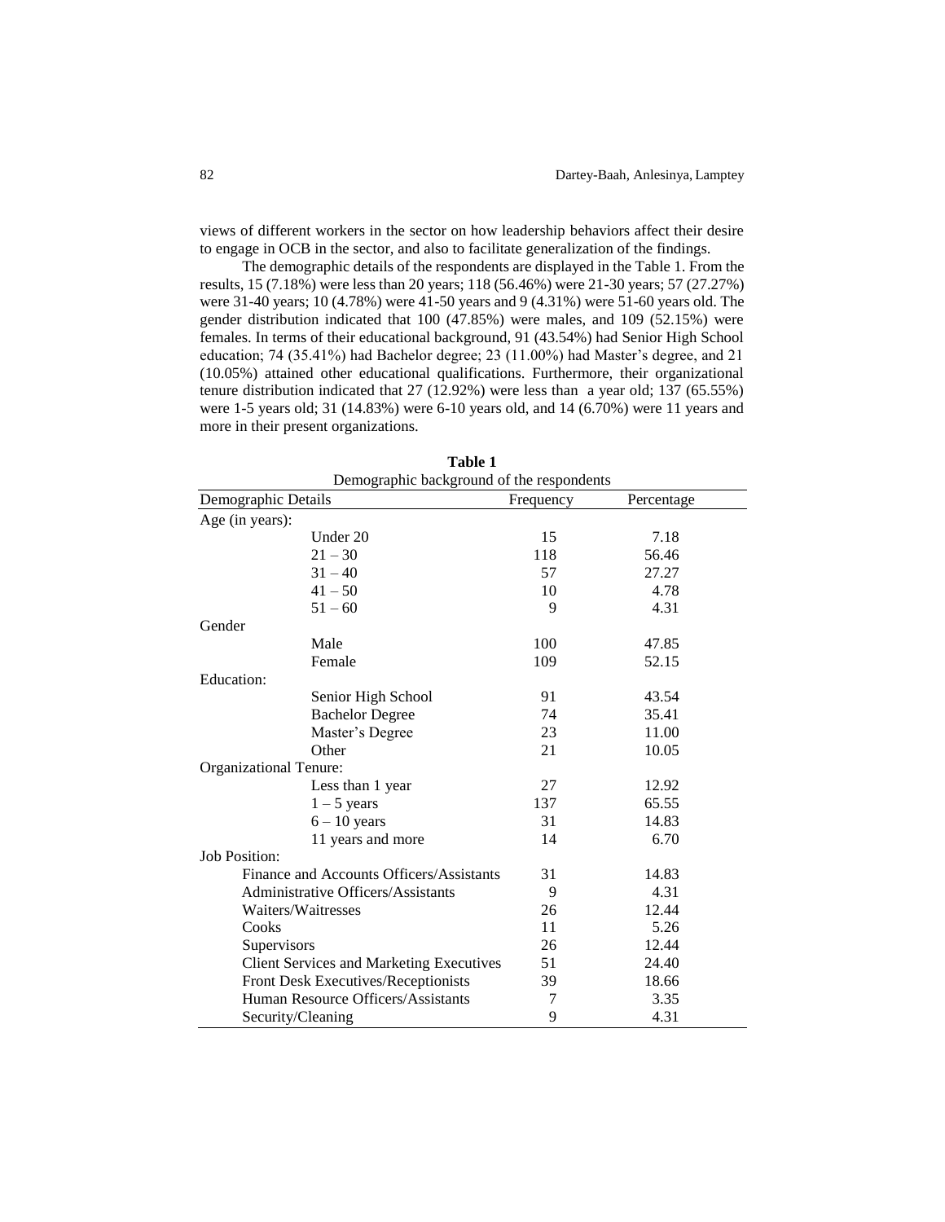views of different workers in the sector on how leadership behaviors affect their desire to engage in OCB in the sector, and also to facilitate generalization of the findings.

The demographic details of the respondents are displayed in the Table 1. From the results, 15 (7.18%) were less than 20 years; 118 (56.46%) were 21-30 years; 57 (27.27%) were 31-40 years; 10 (4.78%) were 41-50 years and 9 (4.31%) were 51-60 years old. The gender distribution indicated that 100 (47.85%) were males, and 109 (52.15%) were females. In terms of their educational background, 91 (43.54%) had Senior High School education; 74 (35.41%) had Bachelor degree; 23 (11.00%) had Master's degree, and 21 (10.05%) attained other educational qualifications. Furthermore, their organizational tenure distribution indicated that 27 (12.92%) were less than a year old; 137 (65.55%) were 1-5 years old; 31 (14.83%) were 6-10 years old, and 14 (6.70%) were 11 years and more in their present organizations.

**Table 1**
Demographic background of the respondents

| Demographic Details | Frequency | Percentage |
|---|---|---|
| Age (in years): | | |
| Under 20 | 15 | 7.18 |
| 21 – 30 | 118 | 56.46 |
| 31 – 40 | 57 | 27.27 |
| 41 – 50 | 10 | 4.78 |
| 51 – 60 | 9 | 4.31 |
| Gender | | |
| Male | 100 | 47.85 |
| Female | 109 | 52.15 |
| Education: | | |
| Senior High School | 91 | 43.54 |
| Bachelor Degree | 74 | 35.41 |
| Master's Degree | 23 | 11.00 |
| Other | 21 | 10.05 |
| Organizational Tenure: | | |
| Less than 1 year | 27 | 12.92 |
| 1 – 5 years | 137 | 65.55 |
| 6 – 10 years | 31 | 14.83 |
| 11 years and more | 14 | 6.70 |
| Job Position: | | |
| Finance and Accounts Officers/Assistants | 31 | 14.83 |
| Administrative Officers/Assistants | 9 | 4.31 |
| Waiters/Waitresses | 26 | 12.44 |
| Cooks | 11 | 5.26 |
| Supervisors | 26 | 12.44 |
| Client Services and Marketing Executives | 51 | 24.40 |
| Front Desk Executives/Receptionists | 39 | 18.66 |
| Human Resource Officers/Assistants | 7 | 3.35 |
| Security/Cleaning | 9 | 4.31 |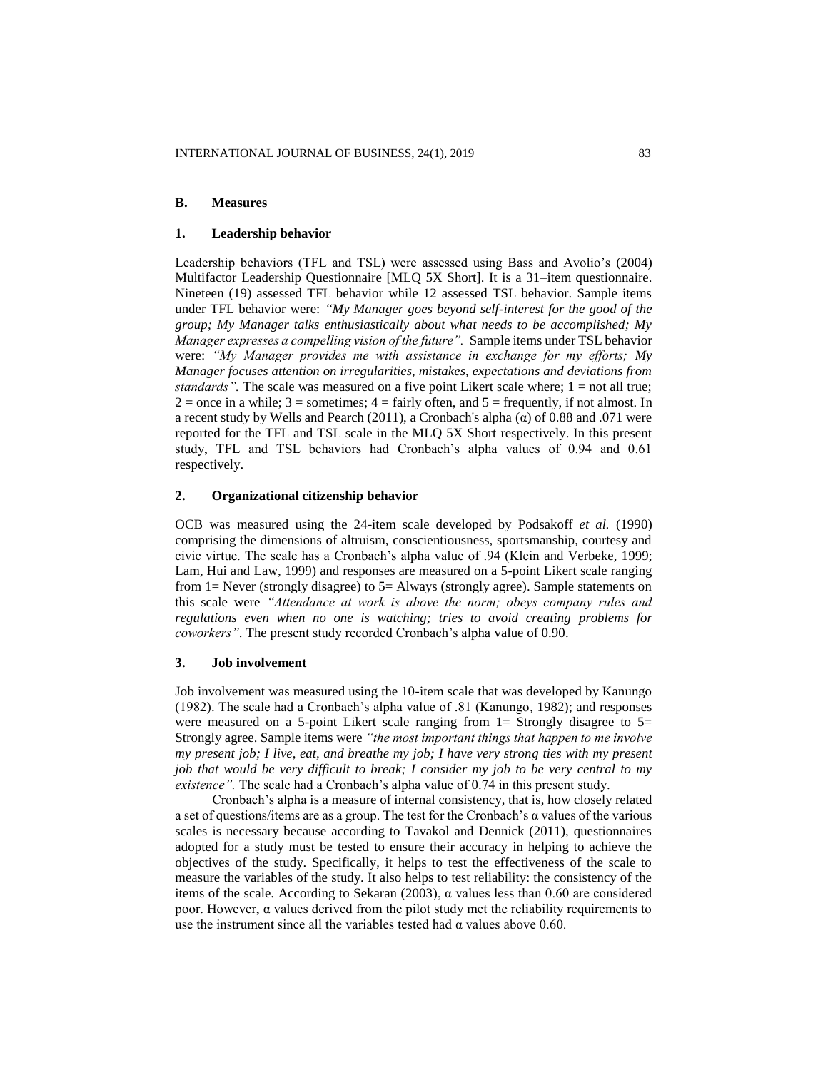### B. Measures

#### 1. Leadership behavior

Leadership behaviors (TFL and TSL) were assessed using Bass and Avolio's (2004) Multifactor Leadership Questionnaire [MLQ 5X Short]. It is a 31–item questionnaire. Nineteen (19) assessed TFL behavior while 12 assessed TSL behavior. Sample items under TFL behavior were: *"My Manager goes beyond self-interest for the good of the group; My Manager talks enthusiastically about what needs to be accomplished; My Manager expresses a compelling vision of the future".* Sample items under TSL behavior were: *"My Manager provides me with assistance in exchange for my efforts; My Manager focuses attention on irregularities, mistakes, expectations and deviations from standards".* The scale was measured on a five point Likert scale where; 1 = not all true; 2 = once in a while; 3 = sometimes; 4 = fairly often, and 5 = frequently, if not almost. In a recent study by Wells and Pearch (2011), a Cronbach's alpha (α) of 0.88 and .071 were reported for the TFL and TSL scale in the MLQ 5X Short respectively. In this present study, TFL and TSL behaviors had Cronbach's alpha values of 0.94 and 0.61 respectively.

#### 2. Organizational citizenship behavior

OCB was measured using the 24-item scale developed by Podsakoff *et al.* (1990) comprising the dimensions of altruism, conscientiousness, sportsmanship, courtesy and civic virtue. The scale has a Cronbach's alpha value of .94 (Klein and Verbeke, 1999; Lam, Hui and Law, 1999) and responses are measured on a 5-point Likert scale ranging from 1= Never (strongly disagree) to 5= Always (strongly agree). Sample statements on this scale were *"Attendance at work is above the norm; obeys company rules and regulations even when no one is watching; tries to avoid creating problems for coworkers"*. The present study recorded Cronbach's alpha value of 0.90.

#### 3. Job involvement

Job involvement was measured using the 10-item scale that was developed by Kanungo (1982). The scale had a Cronbach's alpha value of .81 (Kanungo, 1982); and responses were measured on a 5-point Likert scale ranging from 1= Strongly disagree to 5= Strongly agree. Sample items were *"the most important things that happen to me involve my present job; I live, eat, and breathe my job; I have very strong ties with my present job that would be very difficult to break; I consider my job to be very central to my existence".* The scale had a Cronbach's alpha value of 0.74 in this present study.

Cronbach's alpha is a measure of internal consistency, that is, how closely related a set of questions/items are as a group. The test for the Cronbach's α values of the various scales is necessary because according to Tavakol and Dennick (2011), questionnaires adopted for a study must be tested to ensure their accuracy in helping to achieve the objectives of the study. Specifically, it helps to test the effectiveness of the scale to measure the variables of the study. It also helps to test reliability: the consistency of the items of the scale. According to Sekaran (2003), α values less than 0.60 are considered poor. However, α values derived from the pilot study met the reliability requirements to use the instrument since all the variables tested had α values above 0.60.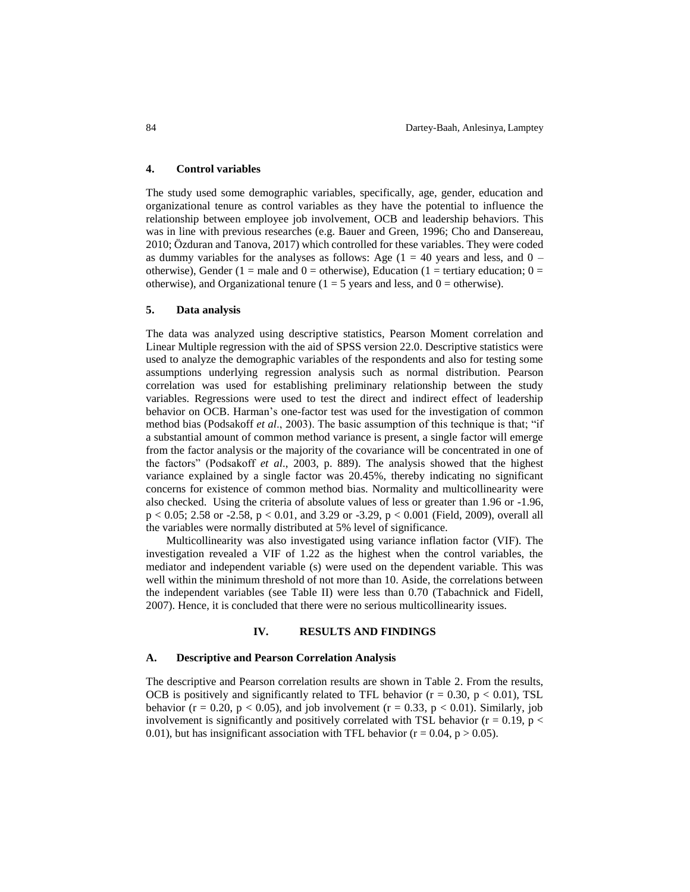### 4. Control variables

The study used some demographic variables, specifically, age, gender, education and organizational tenure as control variables as they have the potential to influence the relationship between employee job involvement, OCB and leadership behaviors. This was in line with previous researches (e.g. Bauer and Green, 1996; Cho and Dansereau, 2010; Özduran and Tanova, 2017) which controlled for these variables. They were coded as dummy variables for the analyses as follows: Age (1 = 40 years and less, and 0 – otherwise), Gender (1 = male and 0 = otherwise), Education (1 = tertiary education; 0 = otherwise), and Organizational tenure (1 = 5 years and less, and 0 = otherwise).

### 5. Data analysis

The data was analyzed using descriptive statistics, Pearson Moment correlation and Linear Multiple regression with the aid of SPSS version 22.0. Descriptive statistics were used to analyze the demographic variables of the respondents and also for testing some assumptions underlying regression analysis such as normal distribution. Pearson correlation was used for establishing preliminary relationship between the study variables. Regressions were used to test the direct and indirect effect of leadership behavior on OCB. Harman's one-factor test was used for the investigation of common method bias (Podsakoff *et al*., 2003). The basic assumption of this technique is that; "if a substantial amount of common method variance is present, a single factor will emerge from the factor analysis or the majority of the covariance will be concentrated in one of the factors" (Podsakoff *et al*., 2003, p. 889). The analysis showed that the highest variance explained by a single factor was 20.45%, thereby indicating no significant concerns for existence of common method bias. Normality and multicollinearity were also checked. Using the criteria of absolute values of less or greater than 1.96 or -1.96, $p < 0.05$; 2.58 or -2.58, $p < 0.01$, and 3.29 or -3.29, $p < 0.001$ (Field, 2009), overall all the variables were normally distributed at 5% level of significance.

Multicollinearity was also investigated using variance inflation factor (VIF). The investigation revealed a VIF of 1.22 as the highest when the control variables, the mediator and independent variable (s) were used on the dependent variable. This was well within the minimum threshold of not more than 10. Aside, the correlations between the independent variables (see Table II) were less than 0.70 (Tabachnick and Fidell, 2007). Hence, it is concluded that there were no serious multicollinearity issues.

## IV. RESULTS AND FINDINGS

### A. Descriptive and Pearson Correlation Analysis

The descriptive and Pearson correlation results are shown in Table 2. From the results, OCB is positively and significantly related to TFL behavior ($r = 0.30$, $p < 0.01$), TSL behavior ($r = 0.20$, $p < 0.05$), and job involvement ($r = 0.33$, $p < 0.01$). Similarly, job involvement is significantly and positively correlated with TSL behavior ($r = 0.19$, $p < 0.01$), but has insignificant association with TFL behavior ($r = 0.04$, $p > 0.05$).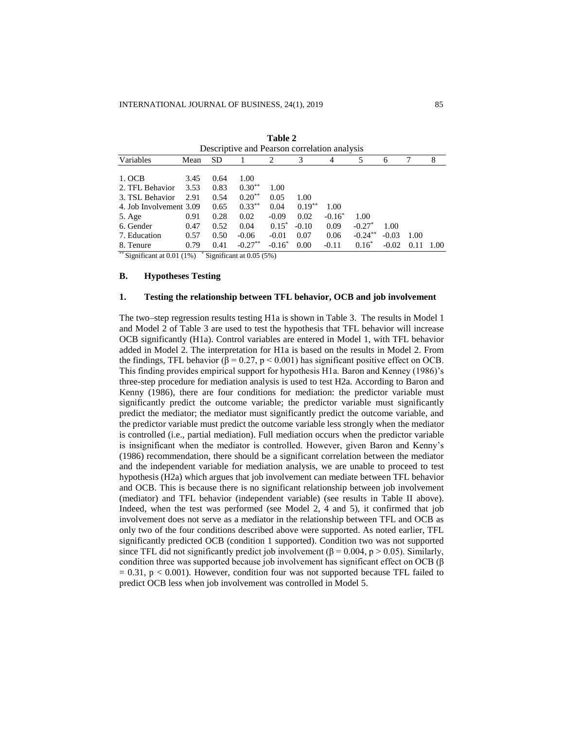**Table 2**

Descriptive and Pearson correlation analysis

| Variables | Mean | SD | 1 | 2 | 3 | 4 | 5 | 6 | 7 | 8 |
|---|---|---|---|---|---|---|---|---|---|---|
| 1. OCB | 3.45 | 0.64 | 1.00 | | | | | | | |
| 2. TFL Behavior | 3.53 | 0.83 | 0.30** | 1.00 | | | | | | |
| 3. TSL Behavior | 2.91 | 0.54 | 0.20** | 0.05 | 1.00 | | | | | |
| 4. Job Involvement | 3.09 | 0.65 | 0.33** | 0.04 | 0.19** | 1.00 | | | | |
| 5. Age | 0.91 | 0.28 | 0.02 | -0.09 | 0.02 | -0.16* | 1.00 | | | |
| 6. Gender | 0.47 | 0.52 | 0.04 | 0.15* | -0.10 | 0.09 | -0.27* | 1.00 | | |
| 7. Education | 0.57 | 0.50 | -0.06 | -0.01 | 0.07 | 0.06 | -0.24** | -0.03 | 1.00 | |
| 8. Tenure | 0.79 | 0.41 | -0.27** | -0.16* | 0.00 | -0.11 | 0.16* | -0.02 | 0.11 | 1.00 |

** Significant at 0.01 (1%) * Significant at 0.05 (5%)

### B. Hypotheses Testing

### 1. Testing the relationship between TFL behavior, OCB and job involvement

The two–step regression results testing H1a is shown in Table 3. The results in Model 1 and Model 2 of Table 3 are used to test the hypothesis that TFL behavior will increase OCB significantly (H1a). Control variables are entered in Model 1, with TFL behavior added in Model 2. The interpretation for H1a is based on the results in Model 2. From the findings, TFL behavior ($\beta = 0.27$, $p < 0.001$) has significant positive effect on OCB. This finding provides empirical support for hypothesis H1a. Baron and Kenney (1986)'s three-step procedure for mediation analysis is used to test H2a. According to Baron and Kenny (1986), there are four conditions for mediation: the predictor variable must significantly predict the outcome variable; the predictor variable must significantly predict the mediator; the mediator must significantly predict the outcome variable, and the predictor variable must predict the outcome variable less strongly when the mediator is controlled (i.e., partial mediation). Full mediation occurs when the predictor variable is insignificant when the mediator is controlled. However, given Baron and Kenny's (1986) recommendation, there should be a significant correlation between the mediator and the independent variable for mediation analysis, we are unable to proceed to test hypothesis (H2a) which argues that job involvement can mediate between TFL behavior and OCB. This is because there is no significant relationship between job involvement (mediator) and TFL behavior (independent variable) (see results in Table II above). Indeed, when the test was performed (see Model 2, 4 and 5), it confirmed that job involvement does not serve as a mediator in the relationship between TFL and OCB as only two of the four conditions described above were supported. As noted earlier, TFL significantly predicted OCB (condition 1 supported). Condition two was not supported since TFL did not significantly predict job involvement ($\beta = 0.004$, $p > 0.05$). Similarly, condition three was supported because job involvement has significant effect on OCB ($\beta = 0.31$, $p < 0.001$). However, condition four was not supported because TFL failed to predict OCB less when job involvement was controlled in Model 5.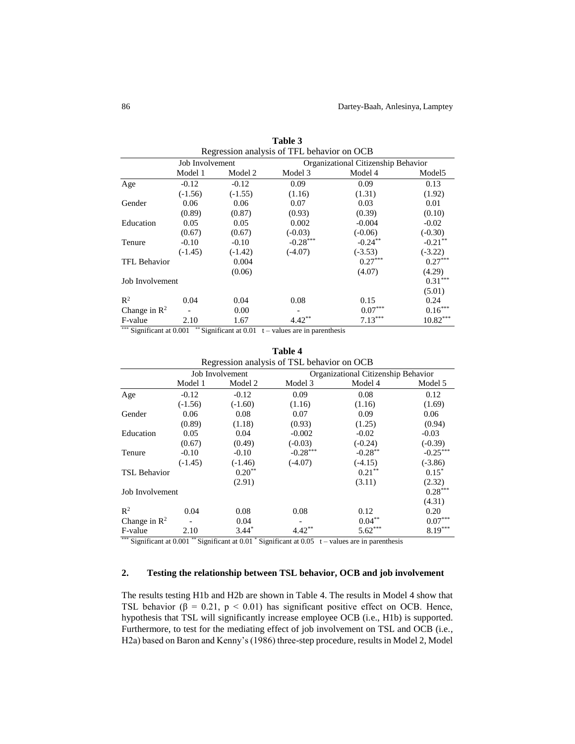**Table 3**
Regression analysis of TFL behavior on OCB

| | Job Involvement | | Organizational Citizenship Behavior | | |
|---|---|---|---|---|---|
| | Model 1 | Model 2 | Model 3 | Model 4 | Model5 |
| Age | -0.12 | -0.12 | 0.09 | 0.09 | 0.13 |
| | (-1.56) | (-1.55) | (1.16) | (1.31) | (1.92) |
| Gender | 0.06 | 0.06 | 0.07 | 0.03 | 0.01 |
| | (0.89) | (0.87) | (0.93) | (0.39) | (0.10) |
| Education | 0.05 | 0.05 | 0.002 | -0.004 | -0.02 |
| | (0.67) | (0.67) | (-0.03) | (-0.06) | (-0.30) |
| Tenure | -0.10 | -0.10 | $-0.28^{***}$ | $-0.24^{**}$ | $-0.21^{**}$ |
| | (-1.45) | (-1.42) | (-4.07) | (-3.53) | (-3.22) |
| TFL Behavior | | 0.004 | | $0.27^{***}$ | $0.27^{***}$ |
| | | (0.06) | | (4.07) | (4.29) |
| Job Involvement | | | | | $0.31^{***}$ |
| | | | | | (5.01) |
| $R^2$ | 0.04 | 0.04 | 0.08 | 0.15 | 0.24 |
| Change in $R^2$ | - | 0.00 | - | $0.07^{***}$ | $0.16^{***}$ |
| F-value | 2.10 | 1.67 | $4.42^{**}$ | $7.13^{***}$ | $10.82^{***}$ |

$^{***}$ Significant at 0.001 $^{**}$ Significant at 0.01 t – values are in parenthesis

**Table 4**
Regression analysis of TSL behavior on OCB

| | Job Involvement | | Organizational Citizenship Behavior | | |
|---|---|---|---|---|---|
| | Model 1 | Model 2 | Model 3 | Model 4 | Model 5 |
| Age | -0.12 | -0.12 | 0.09 | 0.08 | 0.12 |
| | (-1.56) | (-1.60) | (1.16) | (1.16) | (1.69) |
| Gender | 0.06 | 0.08 | 0.07 | 0.09 | 0.06 |
| | (0.89) | (1.18) | (0.93) | (1.25) | (0.94) |
| Education | 0.05 | 0.04 | -0.002 | -0.02 | -0.03 |
| | (0.67) | (0.49) | (-0.03) | (-0.24) | (-0.39) |
| Tenure | -0.10 | -0.10 | $-0.28^{***}$ | $-0.28^{**}$ | $-0.25^{***}$ |
| | (-1.45) | (-1.46) | (-4.07) | (-4.15) | (-3.86) |
| TSL Behavior | | $0.20^{**}$ | | $0.21^{**}$ | $0.15^{*}$ |
| | | (2.91) | | (3.11) | (2.32) |
| Job Involvement | | | | | $0.28^{***}$ |
| | | | | | (4.31) |
| $R^2$ | 0.04 | 0.08 | 0.08 | 0.12 | 0.20 |
| Change in $R^2$ | - | 0.04 | - | $0.04^{**}$ | $0.07^{***}$ |
| F-value | 2.10 | $3.44^{*}$ | $4.42^{**}$ | $5.62^{***}$ | $8.19^{***}$ |

$^{***}$ Significant at 0.001 $^{**}$ Significant at 0.01 $^{*}$ Significant at 0.05 t – values are in parenthesis

## 2. Testing the relationship between TSL behavior, OCB and job involvement

The results testing H1b and H2b are shown in Table 4. The results in Model 4 show that TSL behavior ($\beta = 0.21$, $p < 0.01$) has significant positive effect on OCB. Hence, hypothesis that TSL will significantly increase employee OCB (i.e., H1b) is supported. Furthermore, to test for the mediating effect of job involvement on TSL and OCB (i.e., H2a) based on Baron and Kenny's (1986) three-step procedure, results in Model 2, Model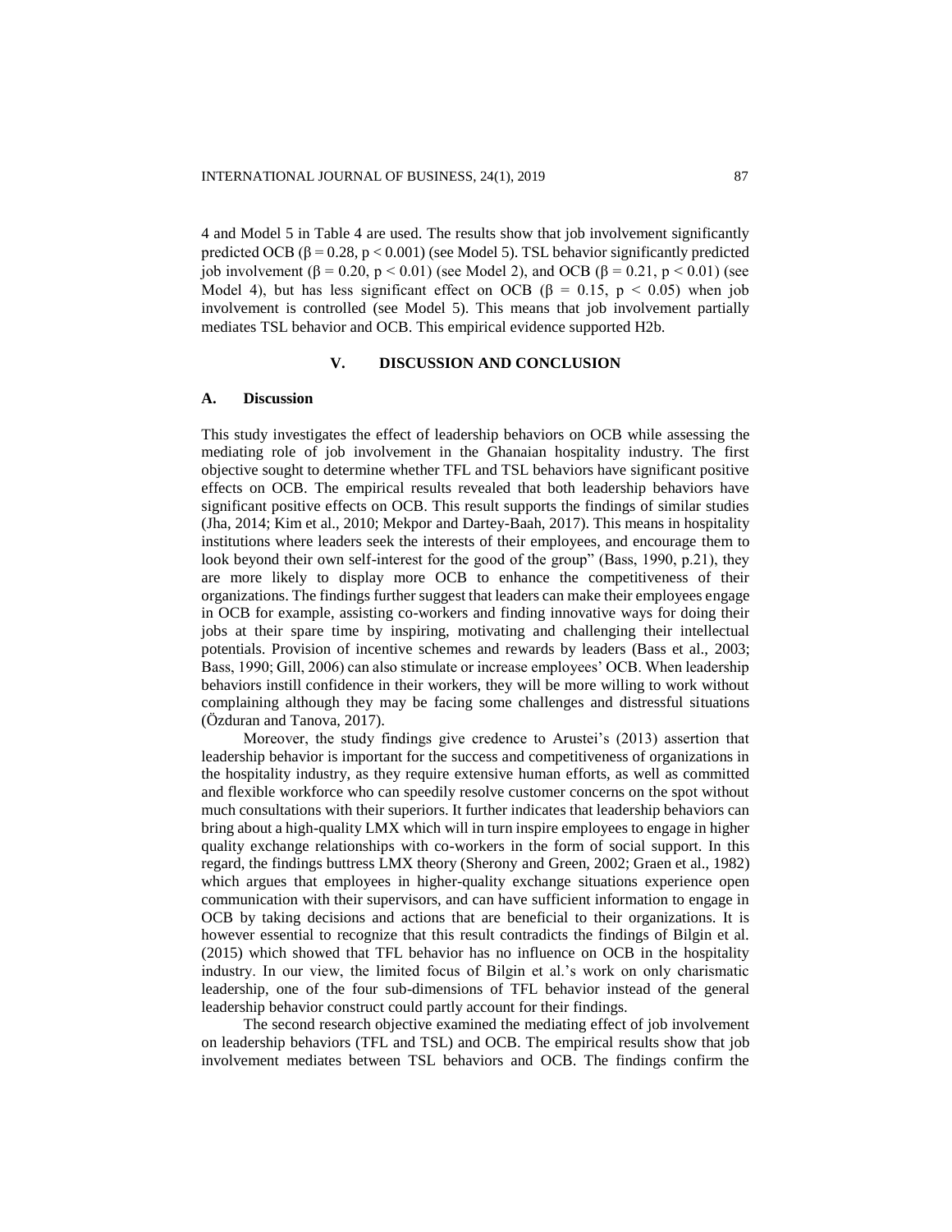4 and Model 5 in Table 4 are used. The results show that job involvement significantly predicted OCB ($\beta = 0.28$, $p < 0.001$) (see Model 5). TSL behavior significantly predicted job involvement ($\beta = 0.20$, $p < 0.01$) (see Model 2), and OCB ($\beta = 0.21$, $p < 0.01$) (see Model 4), but has less significant effect on OCB ($\beta = 0.15$, $p < 0.05$) when job involvement is controlled (see Model 5). This means that job involvement partially mediates TSL behavior and OCB. This empirical evidence supported H2b.

## V. DISCUSSION AND CONCLUSION

### A. Discussion

This study investigates the effect of leadership behaviors on OCB while assessing the mediating role of job involvement in the Ghanaian hospitality industry. The first objective sought to determine whether TFL and TSL behaviors have significant positive effects on OCB. The empirical results revealed that both leadership behaviors have significant positive effects on OCB. This result supports the findings of similar studies (Jha, 2014; Kim et al., 2010; Mekpor and Dartey-Baah, 2017). This means in hospitality institutions where leaders seek the interests of their employees, and encourage them to look beyond their own self-interest for the good of the group" (Bass, 1990, p.21), they are more likely to display more OCB to enhance the competitiveness of their organizations. The findings further suggest that leaders can make their employees engage in OCB for example, assisting co-workers and finding innovative ways for doing their jobs at their spare time by inspiring, motivating and challenging their intellectual potentials. Provision of incentive schemes and rewards by leaders (Bass et al., 2003; Bass, 1990; Gill, 2006) can also stimulate or increase employees' OCB. When leadership behaviors instill confidence in their workers, they will be more willing to work without complaining although they may be facing some challenges and distressful situations (Özduran and Tanova, 2017).

Moreover, the study findings give credence to Arustei's (2013) assertion that leadership behavior is important for the success and competitiveness of organizations in the hospitality industry, as they require extensive human efforts, as well as committed and flexible workforce who can speedily resolve customer concerns on the spot without much consultations with their superiors. It further indicates that leadership behaviors can bring about a high-quality LMX which will in turn inspire employees to engage in higher quality exchange relationships with co-workers in the form of social support. In this regard, the findings buttress LMX theory (Sherony and Green, 2002; Graen et al., 1982) which argues that employees in higher-quality exchange situations experience open communication with their supervisors, and can have sufficient information to engage in OCB by taking decisions and actions that are beneficial to their organizations. It is however essential to recognize that this result contradicts the findings of Bilgin et al. (2015) which showed that TFL behavior has no influence on OCB in the hospitality industry. In our view, the limited focus of Bilgin et al.'s work on only charismatic leadership, one of the four sub-dimensions of TFL behavior instead of the general leadership behavior construct could partly account for their findings.

The second research objective examined the mediating effect of job involvement on leadership behaviors (TFL and TSL) and OCB. The empirical results show that job involvement mediates between TSL behaviors and OCB. The findings confirm the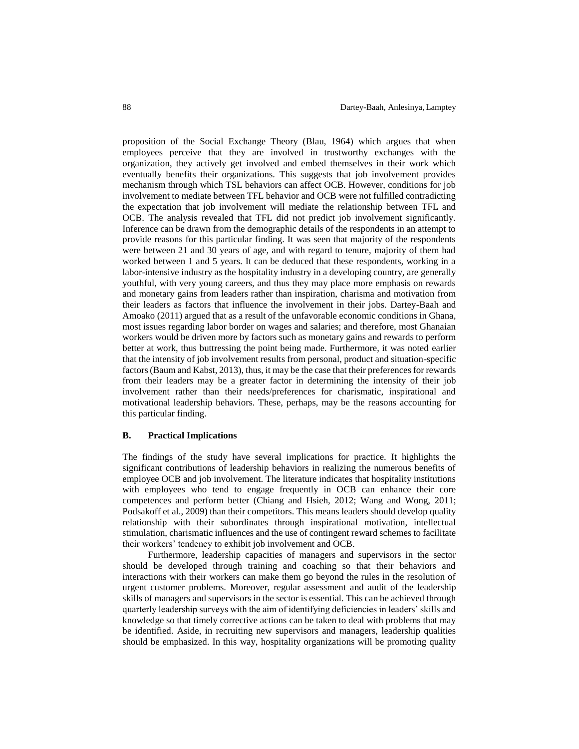proposition of the Social Exchange Theory (Blau, 1964) which argues that when employees perceive that they are involved in trustworthy exchanges with the organization, they actively get involved and embed themselves in their work which eventually benefits their organizations. This suggests that job involvement provides mechanism through which TSL behaviors can affect OCB. However, conditions for job involvement to mediate between TFL behavior and OCB were not fulfilled contradicting the expectation that job involvement will mediate the relationship between TFL and OCB. The analysis revealed that TFL did not predict job involvement significantly. Inference can be drawn from the demographic details of the respondents in an attempt to provide reasons for this particular finding. It was seen that majority of the respondents were between 21 and 30 years of age, and with regard to tenure, majority of them had worked between 1 and 5 years. It can be deduced that these respondents, working in a labor-intensive industry as the hospitality industry in a developing country, are generally youthful, with very young careers, and thus they may place more emphasis on rewards and monetary gains from leaders rather than inspiration, charisma and motivation from their leaders as factors that influence the involvement in their jobs. Dartey-Baah and Amoako (2011) argued that as a result of the unfavorable economic conditions in Ghana, most issues regarding labor border on wages and salaries; and therefore, most Ghanaian workers would be driven more by factors such as monetary gains and rewards to perform better at work, thus buttressing the point being made. Furthermore, it was noted earlier that the intensity of job involvement results from personal, product and situation-specific factors (Baum and Kabst, 2013), thus, it may be the case that their preferences for rewards from their leaders may be a greater factor in determining the intensity of their job involvement rather than their needs/preferences for charismatic, inspirational and motivational leadership behaviors. These, perhaps, may be the reasons accounting for this particular finding.

### B. Practical Implications

The findings of the study have several implications for practice. It highlights the significant contributions of leadership behaviors in realizing the numerous benefits of employee OCB and job involvement. The literature indicates that hospitality institutions with employees who tend to engage frequently in OCB can enhance their core competences and perform better (Chiang and Hsieh, 2012; Wang and Wong, 2011; Podsakoff et al., 2009) than their competitors. This means leaders should develop quality relationship with their subordinates through inspirational motivation, intellectual stimulation, charismatic influences and the use of contingent reward schemes to facilitate their workers' tendency to exhibit job involvement and OCB.

Furthermore, leadership capacities of managers and supervisors in the sector should be developed through training and coaching so that their behaviors and interactions with their workers can make them go beyond the rules in the resolution of urgent customer problems. Moreover, regular assessment and audit of the leadership skills of managers and supervisors in the sector is essential. This can be achieved through quarterly leadership surveys with the aim of identifying deficiencies in leaders' skills and knowledge so that timely corrective actions can be taken to deal with problems that may be identified. Aside, in recruiting new supervisors and managers, leadership qualities should be emphasized. In this way, hospitality organizations will be promoting quality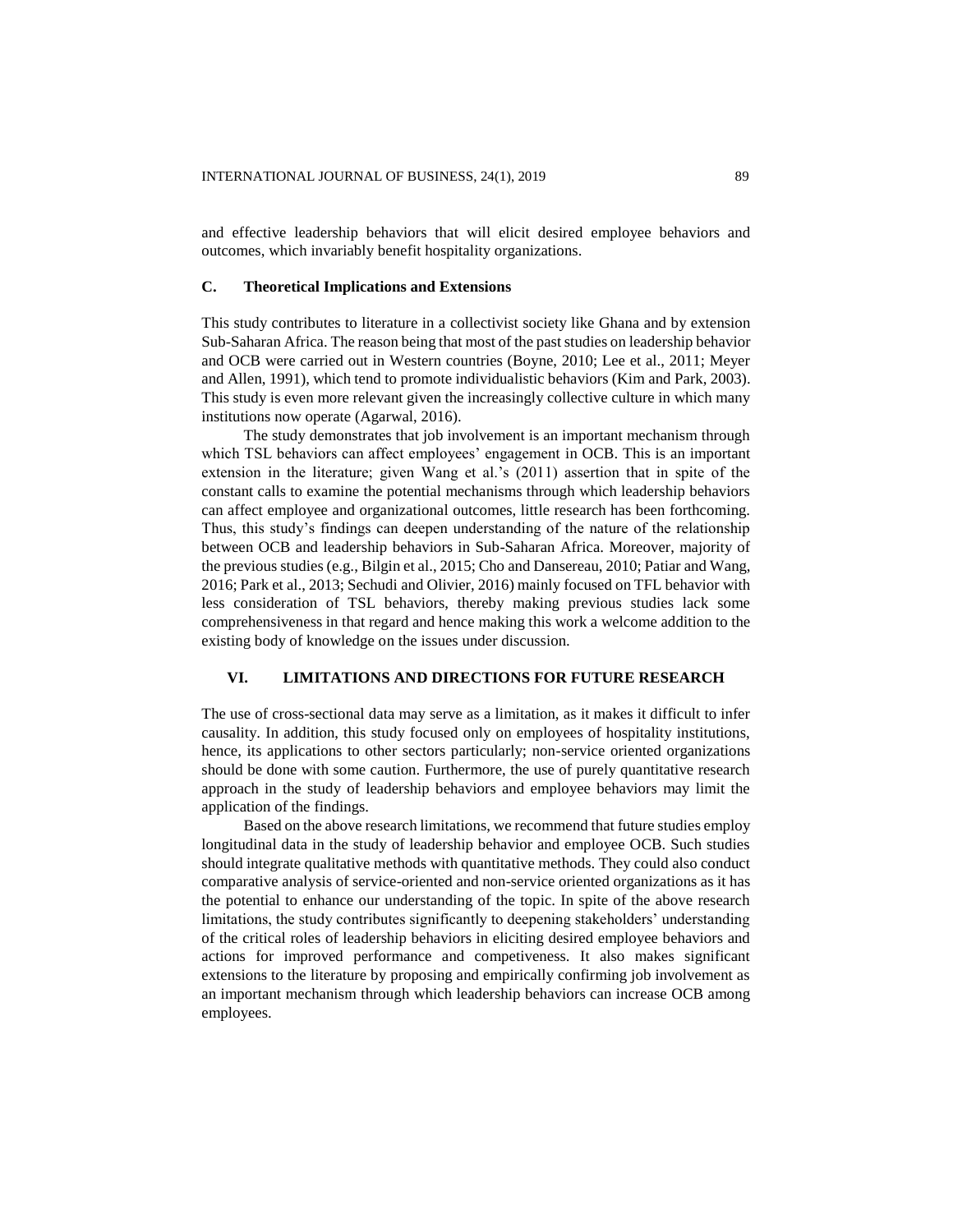and effective leadership behaviors that will elicit desired employee behaviors and outcomes, which invariably benefit hospitality organizations.

### C. Theoretical Implications and Extensions

This study contributes to literature in a collectivist society like Ghana and by extension Sub-Saharan Africa. The reason being that most of the past studies on leadership behavior and OCB were carried out in Western countries (Boyne, 2010; Lee et al., 2011; Meyer and Allen, 1991), which tend to promote individualistic behaviors (Kim and Park, 2003). This study is even more relevant given the increasingly collective culture in which many institutions now operate (Agarwal, 2016).

The study demonstrates that job involvement is an important mechanism through which TSL behaviors can affect employees' engagement in OCB. This is an important extension in the literature; given Wang et al.'s (2011) assertion that in spite of the constant calls to examine the potential mechanisms through which leadership behaviors can affect employee and organizational outcomes, little research has been forthcoming. Thus, this study's findings can deepen understanding of the nature of the relationship between OCB and leadership behaviors in Sub-Saharan Africa. Moreover, majority of the previous studies (e.g., Bilgin et al., 2015; Cho and Dansereau, 2010; Patiar and Wang, 2016; Park et al., 2013; Sechudi and Olivier, 2016) mainly focused on TFL behavior with less consideration of TSL behaviors, thereby making previous studies lack some comprehensiveness in that regard and hence making this work a welcome addition to the existing body of knowledge on the issues under discussion.

## VI. LIMITATIONS AND DIRECTIONS FOR FUTURE RESEARCH

The use of cross-sectional data may serve as a limitation, as it makes it difficult to infer causality. In addition, this study focused only on employees of hospitality institutions, hence, its applications to other sectors particularly; non-service oriented organizations should be done with some caution. Furthermore, the use of purely quantitative research approach in the study of leadership behaviors and employee behaviors may limit the application of the findings.

Based on the above research limitations, we recommend that future studies employ longitudinal data in the study of leadership behavior and employee OCB. Such studies should integrate qualitative methods with quantitative methods. They could also conduct comparative analysis of service-oriented and non-service oriented organizations as it has the potential to enhance our understanding of the topic. In spite of the above research limitations, the study contributes significantly to deepening stakeholders' understanding of the critical roles of leadership behaviors in eliciting desired employee behaviors and actions for improved performance and competiveness. It also makes significant extensions to the literature by proposing and empirically confirming job involvement as an important mechanism through which leadership behaviors can increase OCB among employees.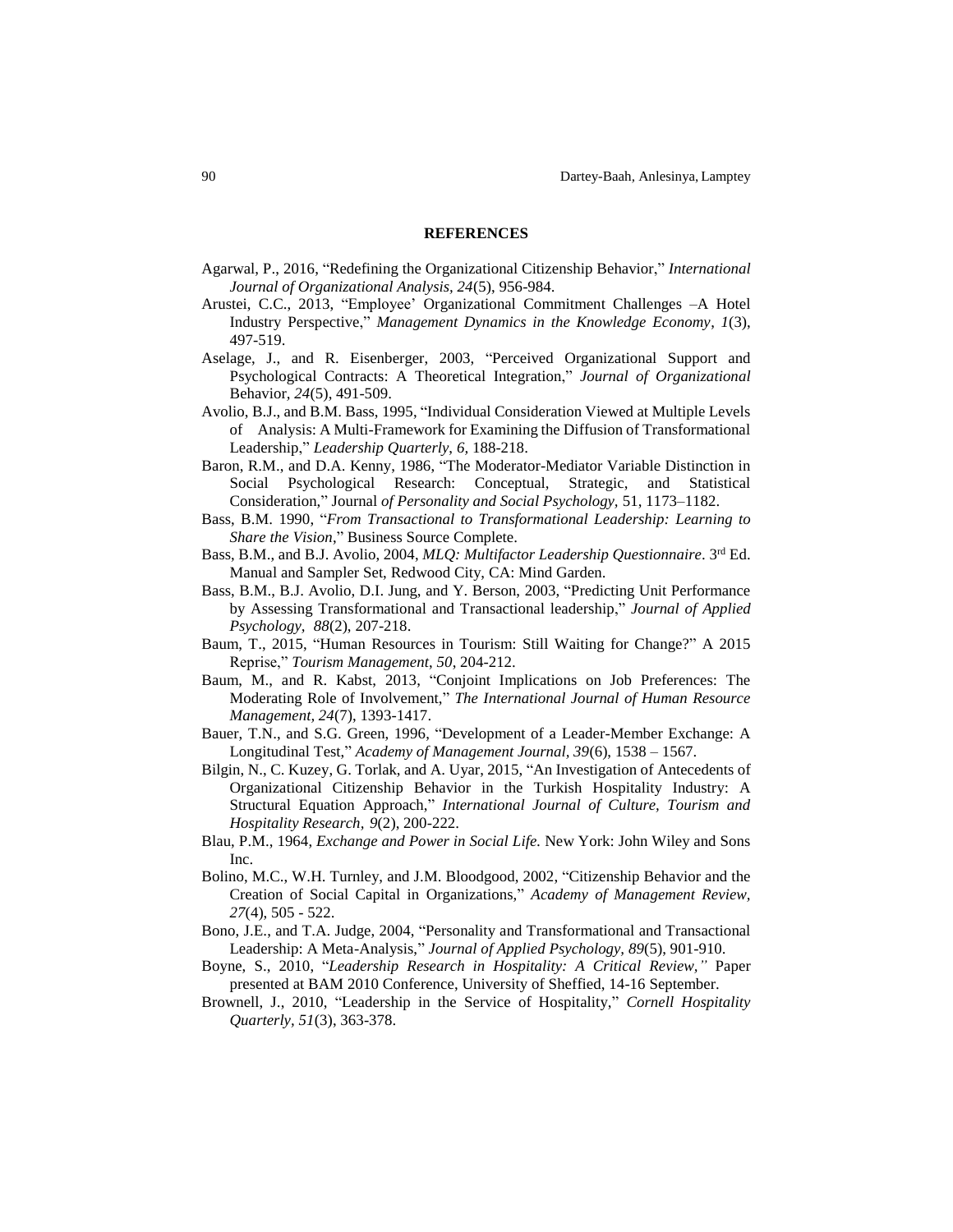## REFERENCES

Agarwal, P., 2016, "Redefining the Organizational Citizenship Behavior," *International Journal of Organizational Analysis, 24*(5), 956-984.

Arustei, C.C., 2013, "Employee' Organizational Commitment Challenges –A Hotel Industry Perspective," *Management Dynamics in the Knowledge Economy, 1*(3), 497-519.

Aselage, J., and R. Eisenberger, 2003, "Perceived Organizational Support and Psychological Contracts: A Theoretical Integration," *Journal of Organizational* Behavior, *24*(5), 491-509.

Avolio, B.J., and B.M. Bass, 1995, "Individual Consideration Viewed at Multiple Levels of Analysis: A Multi-Framework for Examining the Diffusion of Transformational Leadership," *Leadership Quarterly, 6,* 188-218.

Baron, R.M., and D.A. Kenny, 1986, "The Moderator-Mediator Variable Distinction in Social Psychological Research: Conceptual, Strategic, and Statistical Consideration," Journal *of Personality and Social Psychology,* 51, 1173–1182.

Bass, B.M. 1990, "*From Transactional to Transformational Leadership: Learning to Share the Vision*," Business Source Complete.

Bass, B.M., and B.J. Avolio, 2004, *MLQ: Multifactor Leadership Questionnaire*. 3rd Ed. Manual and Sampler Set, Redwood City, CA: Mind Garden.

Bass, B.M., B.J. Avolio, D.I. Jung, and Y. Berson, 2003, "Predicting Unit Performance by Assessing Transformational and Transactional leadership," *Journal of Applied Psychology, 88*(2), 207-218.

Baum, T., 2015, "Human Resources in Tourism: Still Waiting for Change?" A 2015 Reprise," *Tourism Management, 50,* 204-212.

Baum, M., and R. Kabst, 2013, "Conjoint Implications on Job Preferences: The Moderating Role of Involvement," *The International Journal of Human Resource Management, 24*(7), 1393-1417.

Bauer, T.N., and S.G. Green, 1996, "Development of a Leader-Member Exchange: A Longitudinal Test," *Academy of Management Journal, 39*(6), 1538 – 1567.

Bilgin, N., C. Kuzey, G. Torlak, and A. Uyar, 2015, "An Investigation of Antecedents of Organizational Citizenship Behavior in the Turkish Hospitality Industry: A Structural Equation Approach," *International Journal of Culture, Tourism and Hospitality Research, 9*(2), 200-222.

Blau, P.M., 1964, *Exchange and Power in Social Life.* New York: John Wiley and Sons Inc.

Bolino, M.C., W.H. Turnley, and J.M. Bloodgood, 2002, "Citizenship Behavior and the Creation of Social Capital in Organizations," *Academy of Management Review, 27*(4), 505 - 522.

Bono, J.E., and T.A. Judge, 2004, "Personality and Transformational and Transactional Leadership: A Meta-Analysis," *Journal of Applied Psychology, 89*(5), 901-910.

Boyne, S., 2010, "*Leadership Research in Hospitality: A Critical Review,"* Paper presented at BAM 2010 Conference, University of Sheffied, 14-16 September.

Brownell, J., 2010, "Leadership in the Service of Hospitality," *Cornell Hospitality Quarterly, 51*(3), 363-378.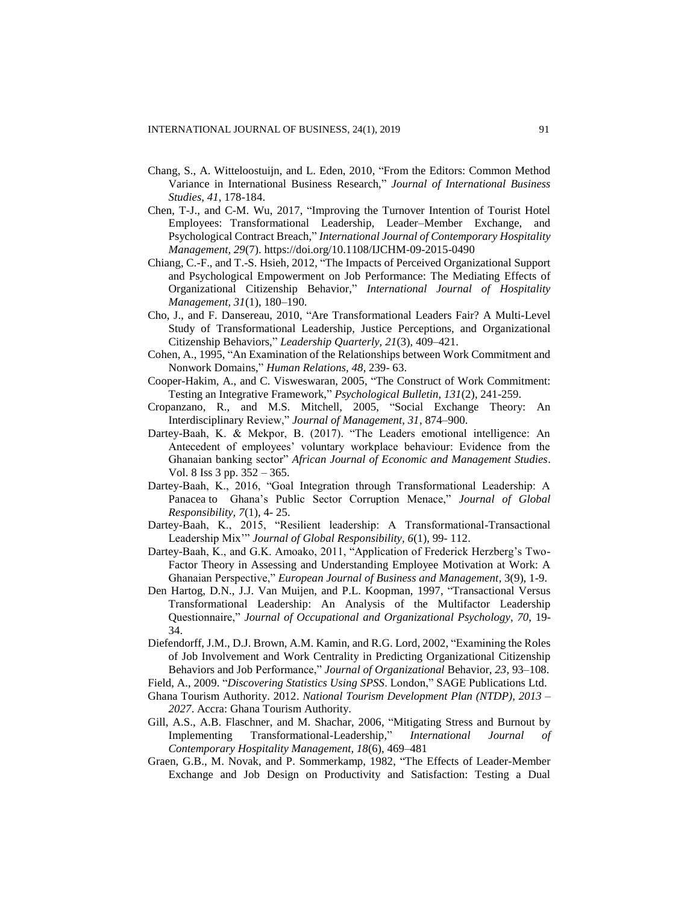Chang, S., A. Witteloostuijn, and L. Eden, 2010, "From the Editors: Common Method Variance in International Business Research," *Journal of International Business Studies, 41*, 178-184.

Chen, T-J., and C-M. Wu, 2017, "Improving the Turnover Intention of Tourist Hotel Employees: Transformational Leadership, Leader–Member Exchange, and Psychological Contract Breach," *International Journal of Contemporary Hospitality Management, 29*(7). https://doi.org/10.1108/IJCHM-09-2015-0490

Chiang, C.-F., and T.-S. Hsieh, 2012, "The Impacts of Perceived Organizational Support and Psychological Empowerment on Job Performance: The Mediating Effects of Organizational Citizenship Behavior," *International Journal of Hospitality Management, 31*(1), 180–190.

Cho, J., and F. Dansereau, 2010, "Are Transformational Leaders Fair? A Multi-Level Study of Transformational Leadership, Justice Perceptions, and Organizational Citizenship Behaviors," *Leadership Quarterly, 21*(3), 409–421.

Cohen, A., 1995, "An Examination of the Relationships between Work Commitment and Nonwork Domains," *Human Relations, 48*, 239- 63.

Cooper-Hakim, A., and C. Visweswaran, 2005, "The Construct of Work Commitment: Testing an Integrative Framework," *Psychological Bulletin, 131*(2), 241-259.

Cropanzano, R., and M.S. Mitchell, 2005, "Social Exchange Theory: An Interdisciplinary Review," *Journal of Management, 31*, 874–900.

Dartey-Baah, K. & Mekpor, B. (2017). "The Leaders emotional intelligence: An Antecedent of employees' voluntary workplace behaviour: Evidence from the Ghanaian banking sector" *African Journal of Economic and Management Studies*. Vol. 8 Iss 3 pp. 352 – 365.

Dartey-Baah, K., 2016, "Goal Integration through Transformational Leadership: A Panacea to Ghana's Public Sector Corruption Menace," *Journal of Global Responsibility, 7*(1), 4- 25.

Dartey-Baah, K., 2015, "Resilient leadership: A Transformational-Transactional Leadership Mix'" *Journal of Global Responsibility, 6*(1), 99- 112.

Dartey-Baah, K., and G.K. Amoako, 2011, "Application of Frederick Herzberg's Two-Factor Theory in Assessing and Understanding Employee Motivation at Work: A Ghanaian Perspective," *European Journal of Business and Management*, 3(9), 1-9.

Den Hartog, D.N., J.J. Van Muijen, and P.L. Koopman, 1997, "Transactional Versus Transformational Leadership: An Analysis of the Multifactor Leadership Questionnaire," *Journal of Occupational and Organizational Psychology, 70*, 19-34.

Diefendorff, J.M., D.J. Brown, A.M. Kamin, and R.G. Lord, 2002, "Examining the Roles of Job Involvement and Work Centrality in Predicting Organizational Citizenship Behaviors and Job Performance," *Journal of Organizational* Behavior, *23*, 93–108.

Field, A., 2009. "*Discovering Statistics Using SPSS*. London," SAGE Publications Ltd.

Ghana Tourism Authority. 2012. *National Tourism Development Plan (NTDP), 2013 – 2027*. Accra: Ghana Tourism Authority.

Gill, A.S., A.B. Flaschner, and M. Shachar, 2006, "Mitigating Stress and Burnout by Implementing Transformational-Leadership," *International Journal of Contemporary Hospitality Management, 18*(6), 469–481

Graen, G.B., M. Novak, and P. Sommerkamp, 1982, "The Effects of Leader-Member Exchange and Job Design on Productivity and Satisfaction: Testing a Dual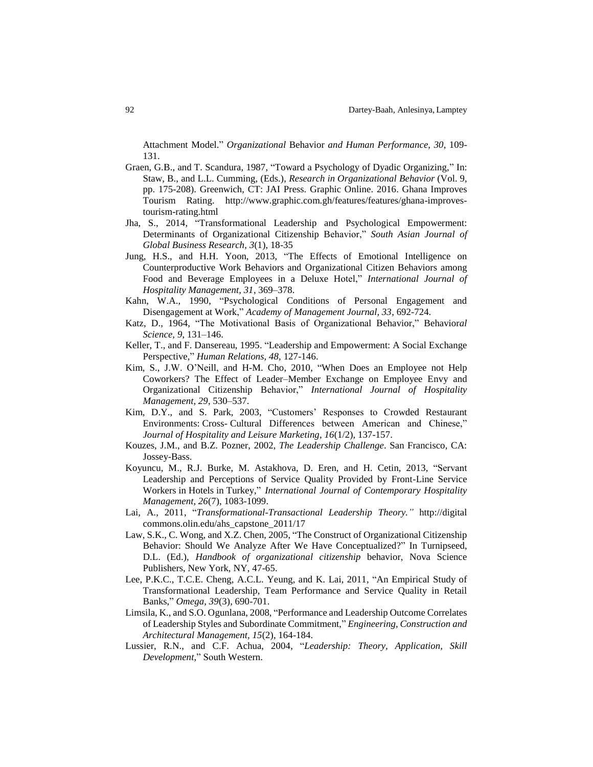Attachment Model." *Organizational* Behavior *and Human Performance, 30*, 109-131.

Graen, G.B., and T. Scandura, 1987, "Toward a Psychology of Dyadic Organizing," In: Staw, B., and L.L. Cumming, (Eds.), *Research in Organizational Behavior* (Vol. 9, pp. 175-208). Greenwich, CT: JAI Press. Graphic Online. 2016. Ghana Improves Tourism Rating. http://www.graphic.com.gh/features/features/ghana-improves-tourism-rating.html

Jha, S., 2014, "Transformational Leadership and Psychological Empowerment: Determinants of Organizational Citizenship Behavior," *South Asian Journal of Global Business Research, 3*(1), 18-35

Jung, H.S., and H.H. Yoon, 2013, "The Effects of Emotional Intelligence on Counterproductive Work Behaviors and Organizational Citizen Behaviors among Food and Beverage Employees in a Deluxe Hotel," *International Journal of Hospitality Management, 31*, 369–378.

Kahn, W.A., 1990, "Psychological Conditions of Personal Engagement and Disengagement at Work," *Academy of Management Journal, 33*, 692-724.

Katz, D., 1964, "The Motivational Basis of Organizational Behavior," Behavior*al Science, 9*, 131–146.

Keller, T., and F. Dansereau, 1995. "Leadership and Empowerment: A Social Exchange Perspective," *Human Relations, 48,* 127-146.

Kim, S., J.W. O'Neill, and H-M. Cho, 2010, "When Does an Employee not Help Coworkers? The Effect of Leader–Member Exchange on Employee Envy and Organizational Citizenship Behavior," *International Journal of Hospitality Management, 29*, 530–537.

Kim, D.Y., and S. Park, 2003, "Customers' Responses to Crowded Restaurant Environments: Cross- Cultural Differences between American and Chinese," *Journal of Hospitality and Leisure Marketing, 16*(1/2), 137-157.

Kouzes, J.M., and B.Z. Pozner, 2002, *The Leadership Challenge*. San Francisco, CA: Jossey-Bass.

Koyuncu, M., R.J. Burke, M. Astakhova, D. Eren, and H. Cetin, 2013, "Servant Leadership and Perceptions of Service Quality Provided by Front-Line Service Workers in Hotels in Turkey," *International Journal of Contemporary Hospitality Management, 26*(7), 1083-1099.

Lai, A., 2011, "*Transformational-Transactional Leadership Theory."* http://digital commons.olin.edu/ahs_capstone_2011/17

Law, S.K., C. Wong, and X.Z. Chen, 2005, "The Construct of Organizational Citizenship Behavior: Should We Analyze After We Have Conceptualized?" In Turnipseed, D.L. (Ed.), *Handbook of organizational citizenship* behavior, Nova Science Publishers, New York, NY, 47-65.

Lee, P.K.C., T.C.E. Cheng, A.C.L. Yeung, and K. Lai, 2011, "An Empirical Study of Transformational Leadership, Team Performance and Service Quality in Retail Banks," *Omega, 39*(3), 690-701.

Limsila, K., and S.O. Ogunlana, 2008, "Performance and Leadership Outcome Correlates of Leadership Styles and Subordinate Commitment," *Engineering, Construction and Architectural Management, 15*(2), 164-184.

Lussier, R.N., and C.F. Achua, 2004, "*Leadership: Theory, Application, Skill Development*," South Western.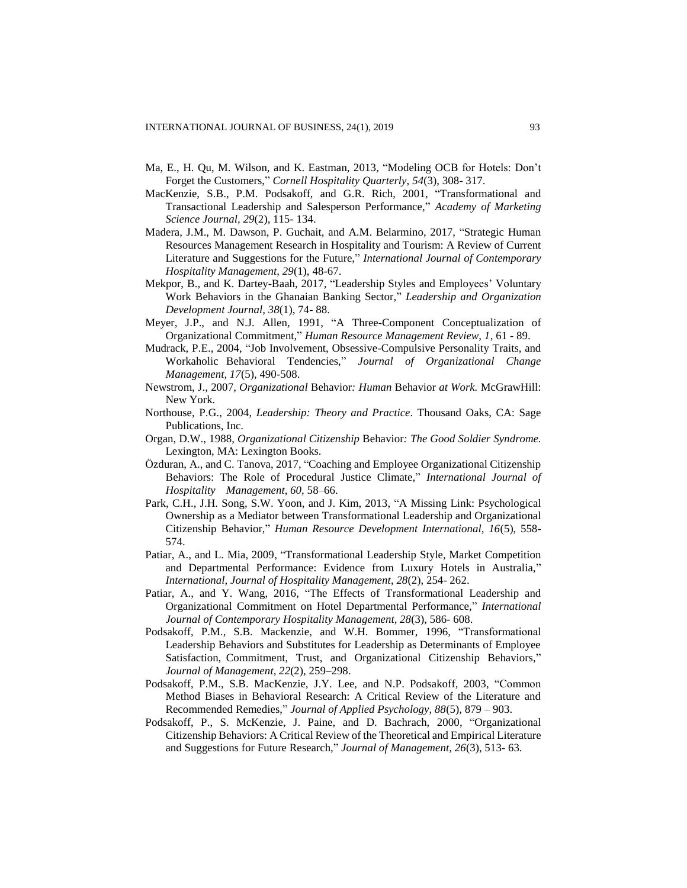Ma, E., H. Qu, M. Wilson, and K. Eastman, 2013, "Modeling OCB for Hotels: Don't Forget the Customers," *Cornell Hospitality Quarterly*, *54*(3), 308- 317.

MacKenzie, S.B., P.M. Podsakoff, and G.R. Rich, 2001, "Transformational and Transactional Leadership and Salesperson Performance," *Academy of Marketing Science Journal, 29*(2), 115- 134.

Madera, J.M., M. Dawson, P. Guchait, and A.M. Belarmino, 2017, "Strategic Human Resources Management Research in Hospitality and Tourism: A Review of Current Literature and Suggestions for the Future," *International Journal of Contemporary Hospitality Management, 29*(1), 48-67.

Mekpor, B., and K. Dartey-Baah, 2017, "Leadership Styles and Employees' Voluntary Work Behaviors in the Ghanaian Banking Sector," *Leadership and Organization Development Journal, 38*(1), 74- 88.

Meyer, J.P., and N.J. Allen, 1991, "A Three-Component Conceptualization of Organizational Commitment," *Human Resource Management Review, 1*, 61 - 89.

Mudrack, P.E., 2004, "Job Involvement, Obsessive-Compulsive Personality Traits, and Workaholic Behavioral Tendencies," *Journal of Organizational Change Management, 17*(5), 490-508.

Newstrom, J., 2007, *Organizational* Behavior*: Human* Behavior *at Work.* McGrawHill: New York.

Northouse, P.G., 2004, *Leadership: Theory and Practice*. Thousand Oaks, CA: Sage Publications, Inc.

Organ, D.W., 1988, *Organizational Citizenship* Behavior*: The Good Soldier Syndrome.* Lexington, MA: Lexington Books.

Özduran, A., and C. Tanova, 2017, "Coaching and Employee Organizational Citizenship Behaviors: The Role of Procedural Justice Climate," *International Journal of Hospitality Management, 60*, 58–66.

Park, C.H., J.H. Song, S.W. Yoon, and J. Kim, 2013, "A Missing Link: Psychological Ownership as a Mediator between Transformational Leadership and Organizational Citizenship Behavior," *Human Resource Development International, 16*(5), 558-574.

Patiar, A., and L. Mia, 2009, "Transformational Leadership Style, Market Competition and Departmental Performance: Evidence from Luxury Hotels in Australia," *International, Journal of Hospitality Management*, *28*(2), 254- 262.

Patiar, A., and Y. Wang, 2016, "The Effects of Transformational Leadership and Organizational Commitment on Hotel Departmental Performance," *International Journal of Contemporary Hospitality Management, 28*(3), 586- 608.

Podsakoff, P.M., S.B. Mackenzie, and W.H. Bommer, 1996, "Transformational Leadership Behaviors and Substitutes for Leadership as Determinants of Employee Satisfaction, Commitment, Trust, and Organizational Citizenship Behaviors," *Journal of Management, 22*(2), 259–298.

Podsakoff, P.M., S.B. MacKenzie, J.Y. Lee, and N.P. Podsakoff, 2003, "Common Method Biases in Behavioral Research: A Critical Review of the Literature and Recommended Remedies," *Journal of Applied Psychology, 88*(5), 879 – 903.

Podsakoff, P., S. McKenzie, J. Paine, and D. Bachrach, 2000, "Organizational Citizenship Behaviors: A Critical Review of the Theoretical and Empirical Literature and Suggestions for Future Research," *Journal of Management*, *26*(3), 513- 63.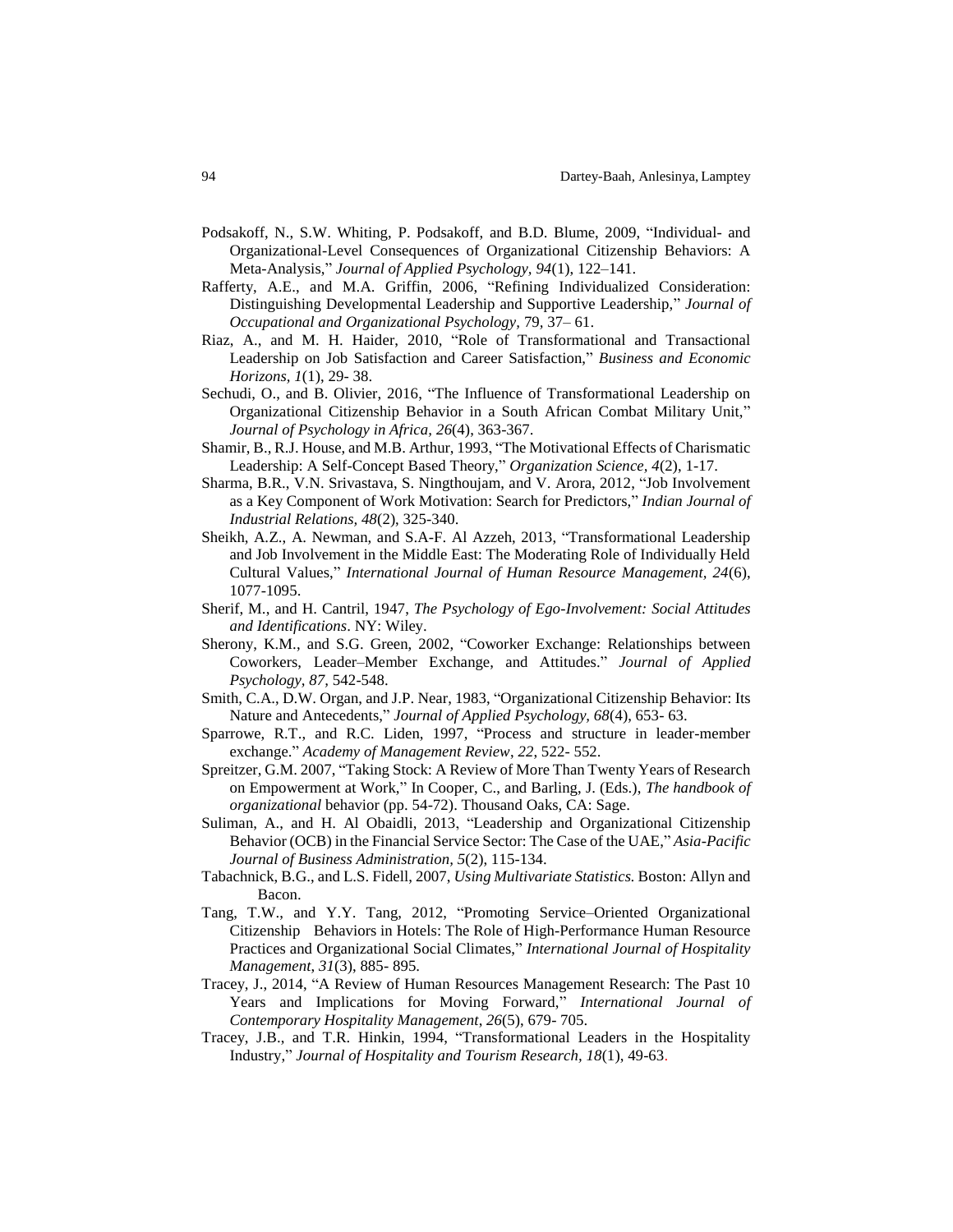Podsakoff, N., S.W. Whiting, P. Podsakoff, and B.D. Blume, 2009, "Individual- and Organizational-Level Consequences of Organizational Citizenship Behaviors: A Meta-Analysis," *Journal of Applied Psychology, 94*(1), 122–141.

Rafferty, A.E., and M.A. Griffin, 2006, "Refining Individualized Consideration: Distinguishing Developmental Leadership and Supportive Leadership," *Journal of Occupational and Organizational Psychology,* 79, 37– 61.

Riaz, A., and M. H. Haider, 2010, "Role of Transformational and Transactional Leadership on Job Satisfaction and Career Satisfaction," *Business and Economic Horizons, 1*(1), 29- 38.

Sechudi, O., and B. Olivier, 2016, "The Influence of Transformational Leadership on Organizational Citizenship Behavior in a South African Combat Military Unit," *Journal of Psychology in Africa, 26*(4), 363-367.

Shamir, B., R.J. House, and M.B. Arthur, 1993, "The Motivational Effects of Charismatic Leadership: A Self-Concept Based Theory," *Organization Science, 4*(2), 1-17.

Sharma, B.R., V.N. Srivastava, S. Ningthoujam, and V. Arora, 2012, "Job Involvement as a Key Component of Work Motivation: Search for Predictors," *Indian Journal of Industrial Relations, 48*(2), 325-340.

Sheikh, A.Z., A. Newman, and S.A-F. Al Azzeh, 2013, "Transformational Leadership and Job Involvement in the Middle East: The Moderating Role of Individually Held Cultural Values," *International Journal of Human Resource Management, 24*(6), 1077-1095.

Sherif, M., and H. Cantril, 1947, *The Psychology of Ego-Involvement: Social Attitudes and Identifications*. NY: Wiley.

Sherony, K.M., and S.G. Green, 2002, "Coworker Exchange: Relationships between Coworkers, Leader–Member Exchange, and Attitudes." *Journal of Applied Psychology, 87,* 542-548.

Smith, C.A., D.W. Organ, and J.P. Near, 1983, "Organizational Citizenship Behavior: Its Nature and Antecedents," *Journal of Applied Psychology, 68*(4), 653- 63.

Sparrowe, R.T., and R.C. Liden, 1997, "Process and structure in leader-member exchange." *Academy of Management Review*, *22,* 522- 552.

Spreitzer, G.M. 2007, "Taking Stock: A Review of More Than Twenty Years of Research on Empowerment at Work," In Cooper, C., and Barling, J. (Eds.), *The handbook of organizational* behavior (pp. 54-72). Thousand Oaks, CA: Sage.

Suliman, A., and H. Al Obaidli, 2013, "Leadership and Organizational Citizenship Behavior (OCB) in the Financial Service Sector: The Case of the UAE," *Asia-Pacific Journal of Business Administration, 5*(2), 115-134.

Tabachnick, B.G., and L.S. Fidell, 2007, *Using Multivariate Statistics.* Boston: Allyn and Bacon.

Tang, T.W., and Y.Y. Tang, 2012, "Promoting Service–Oriented Organizational Citizenship Behaviors in Hotels: The Role of High-Performance Human Resource Practices and Organizational Social Climates," *International Journal of Hospitality Management, 31*(3), 885- 895.

Tracey, J., 2014, "A Review of Human Resources Management Research: The Past 10 Years and Implications for Moving Forward," *International Journal of Contemporary Hospitality Management*, *26*(5), 679- 705.

Tracey, J.B., and T.R. Hinkin, 1994, "Transformational Leaders in the Hospitality Industry," *Journal of Hospitality and Tourism Research, 18*(1), 49-63.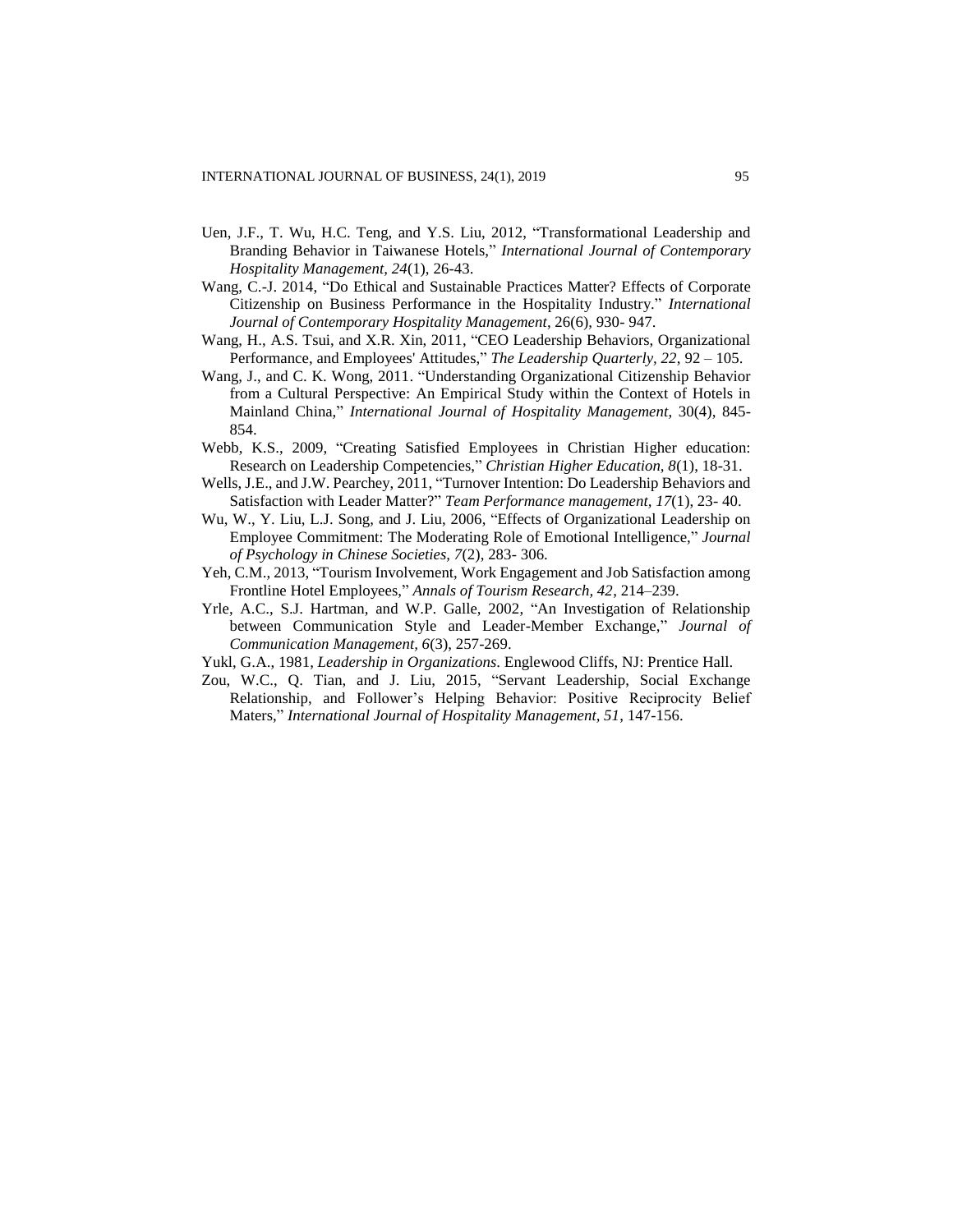Uen, J.F., T. Wu, H.C. Teng, and Y.S. Liu, 2012, "Transformational Leadership and Branding Behavior in Taiwanese Hotels," *International Journal of Contemporary Hospitality Management, 24*(1), 26-43.

Wang, C.-J. 2014, "Do Ethical and Sustainable Practices Matter? Effects of Corporate Citizenship on Business Performance in the Hospitality Industry." *International Journal of Contemporary Hospitality Management*, 26(6), 930- 947.

Wang, H., A.S. Tsui, and X.R. Xin, 2011, "CEO Leadership Behaviors, Organizational Performance, and Employees' Attitudes," *The Leadership Quarterly, 22*, 92 – 105.

Wang, J., and C. K. Wong, 2011. "Understanding Organizational Citizenship Behavior from a Cultural Perspective: An Empirical Study within the Context of Hotels in Mainland China," *International Journal of Hospitality Management*, 30(4), 845-854.

Webb, K.S., 2009, "Creating Satisfied Employees in Christian Higher education: Research on Leadership Competencies," *Christian Higher Education, 8*(1), 18-31.

Wells, J.E., and J.W. Pearchey, 2011, "Turnover Intention: Do Leadership Behaviors and Satisfaction with Leader Matter?" *Team Performance management, 17*(1), 23- 40.

Wu, W., Y. Liu, L.J. Song, and J. Liu, 2006, "Effects of Organizational Leadership on Employee Commitment: The Moderating Role of Emotional Intelligence," *Journal of Psychology in Chinese Societies, 7*(2), 283- 306.

Yeh, C.M., 2013, "Tourism Involvement, Work Engagement and Job Satisfaction among Frontline Hotel Employees," *Annals of Tourism Research, 42*, 214–239.

Yrle, A.C., S.J. Hartman, and W.P. Galle, 2002, "An Investigation of Relationship between Communication Style and Leader-Member Exchange," *Journal of Communication Management, 6*(3), 257-269.

Yukl, G.A., 1981, *Leadership in Organizations*. Englewood Cliffs, NJ: Prentice Hall.

Zou, W.C., Q. Tian, and J. Liu, 2015, "Servant Leadership, Social Exchange Relationship, and Follower's Helping Behavior: Positive Reciprocity Belief Maters," *International Journal of Hospitality Management, 51*, 147-156.